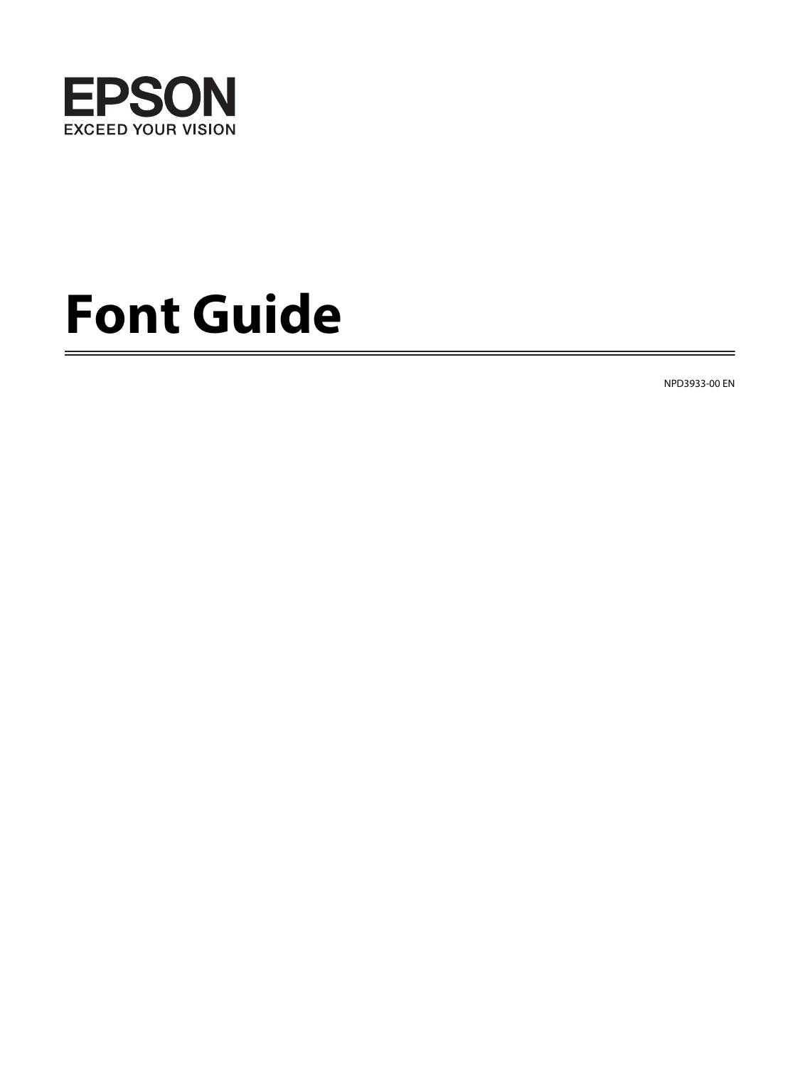EPSON

EXCEED YOUR VISION

# Font Guide

NPD3933-00 EN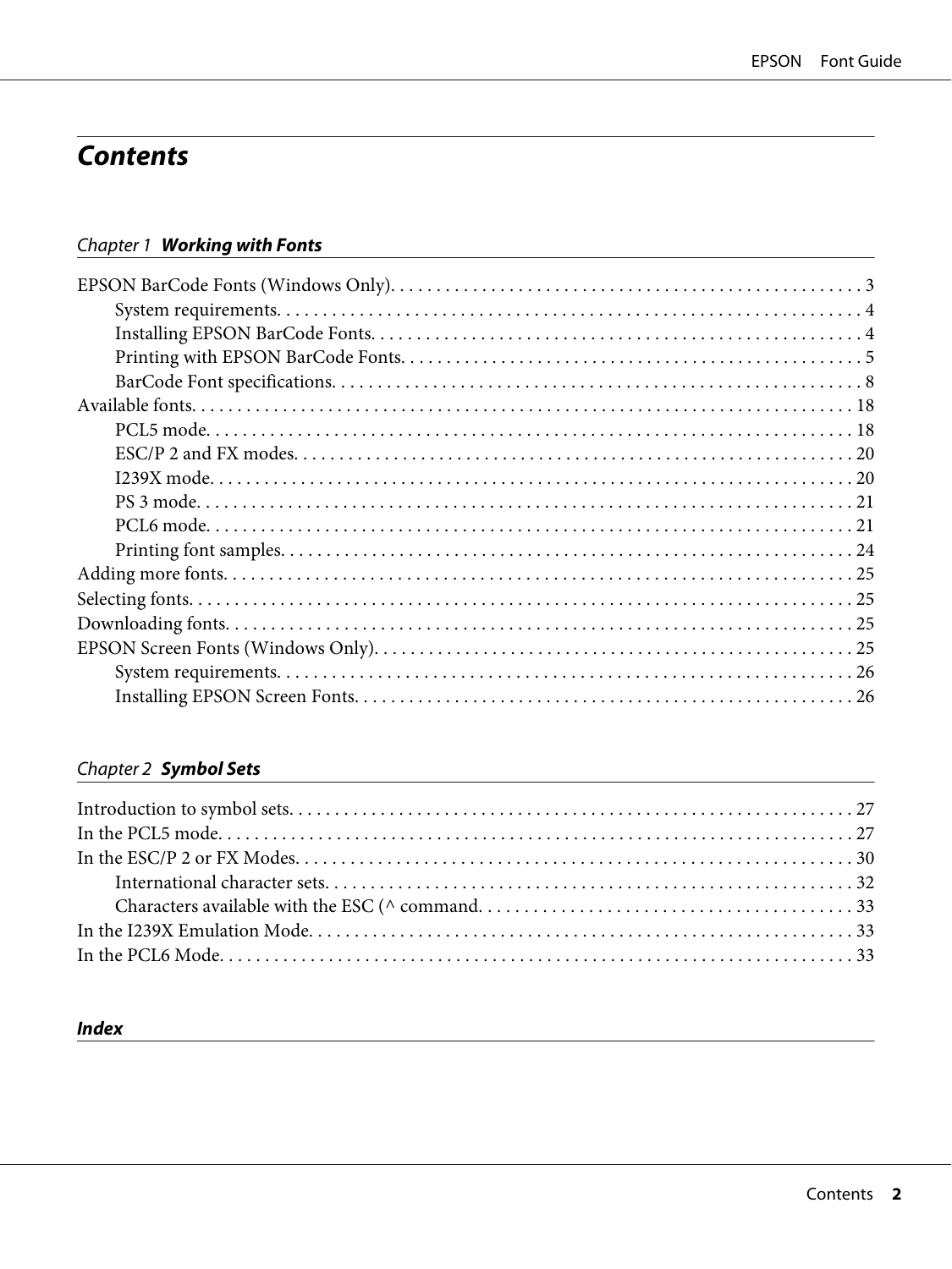# Contents

## *Chapter 1* ***Working with Fonts***

EPSON BarCode Fonts (Windows Only). . . . . . . . . . . . . . . . . . . . . . . . . . . . . . . . . . . . . . . . . . . . . . . . . . . . 3

- System requirements. . . . . . . . . . . . . . . . . . . . . . . . . . . . . . . . . . . . . . . . . . . . . . . . . . . . . . . . . . . . . . . . . 4
- Installing EPSON BarCode Fonts. . . . . . . . . . . . . . . . . . . . . . . . . . . . . . . . . . . . . . . . . . . . . . . . . . . . . . . 4
- Printing with EPSON BarCode Fonts. . . . . . . . . . . . . . . . . . . . . . . . . . . . . . . . . . . . . . . . . . . . . . . . . . . . 5
- BarCode Font specifications. . . . . . . . . . . . . . . . . . . . . . . . . . . . . . . . . . . . . . . . . . . . . . . . . . . . . . . . . . . 8

Available fonts. . . . . . . . . . . . . . . . . . . . . . . . . . . . . . . . . . . . . . . . . . . . . . . . . . . . . . . . . . . . . . . . . . . . . . . . . 18

- PCL5 mode. . . . . . . . . . . . . . . . . . . . . . . . . . . . . . . . . . . . . . . . . . . . . . . . . . . . . . . . . . . . . . . . . . . . . . . . 18
- ESC/P 2 and FX modes. . . . . . . . . . . . . . . . . . . . . . . . . . . . . . . . . . . . . . . . . . . . . . . . . . . . . . . . . . . . . . 20
- I239X mode. . . . . . . . . . . . . . . . . . . . . . . . . . . . . . . . . . . . . . . . . . . . . . . . . . . . . . . . . . . . . . . . . . . . . . . . 20
- PS 3 mode. . . . . . . . . . . . . . . . . . . . . . . . . . . . . . . . . . . . . . . . . . . . . . . . . . . . . . . . . . . . . . . . . . . . . . . . . 21
- PCL6 mode. . . . . . . . . . . . . . . . . . . . . . . . . . . . . . . . . . . . . . . . . . . . . . . . . . . . . . . . . . . . . . . . . . . . . . . . 21
- Printing font samples. . . . . . . . . . . . . . . . . . . . . . . . . . . . . . . . . . . . . . . . . . . . . . . . . . . . . . . . . . . . . . . . 24

Adding more fonts. . . . . . . . . . . . . . . . . . . . . . . . . . . . . . . . . . . . . . . . . . . . . . . . . . . . . . . . . . . . . . . . . . . . . 25

Selecting fonts. . . . . . . . . . . . . . . . . . . . . . . . . . . . . . . . . . . . . . . . . . . . . . . . . . . . . . . . . . . . . . . . . . . . . . . . . 25

Downloading fonts. . . . . . . . . . . . . . . . . . . . . . . . . . . . . . . . . . . . . . . . . . . . . . . . . . . . . . . . . . . . . . . . . . . . . 25

EPSON Screen Fonts (Windows Only). . . . . . . . . . . . . . . . . . . . . . . . . . . . . . . . . . . . . . . . . . . . . . . . . . . . . 25

- System requirements. . . . . . . . . . . . . . . . . . . . . . . . . . . . . . . . . . . . . . . . . . . . . . . . . . . . . . . . . . . . . . . . 26
- Installing EPSON Screen Fonts. . . . . . . . . . . . . . . . . . . . . . . . . . . . . . . . . . . . . . . . . . . . . . . . . . . . . . . . 26

## *Chapter 2* ***Symbol Sets***

Introduction to symbol sets. . . . . . . . . . . . . . . . . . . . . . . . . . . . . . . . . . . . . . . . . . . . . . . . . . . . . . . . . . . . . . 27

In the PCL5 mode. . . . . . . . . . . . . . . . . . . . . . . . . . . . . . . . . . . . . . . . . . . . . . . . . . . . . . . . . . . . . . . . . . . . . . 27

In the ESC/P 2 or FX Modes. . . . . . . . . . . . . . . . . . . . . . . . . . . . . . . . . . . . . . . . . . . . . . . . . . . . . . . . . . . . . 30

- International character sets. . . . . . . . . . . . . . . . . . . . . . . . . . . . . . . . . . . . . . . . . . . . . . . . . . . . . . . . . . . 32
- Characters available with the ESC (^ command. . . . . . . . . . . . . . . . . . . . . . . . . . . . . . . . . . . . . . . . . 33

In the I239X Emulation Mode. . . . . . . . . . . . . . . . . . . . . . . . . . . . . . . . . . . . . . . . . . . . . . . . . . . . . . . . . . . . 33

In the PCL6 Mode. . . . . . . . . . . . . . . . . . . . . . . . . . . . . . . . . . . . . . . . . . . . . . . . . . . . . . . . . . . . . . . . . . . . . . 33

## ***Index***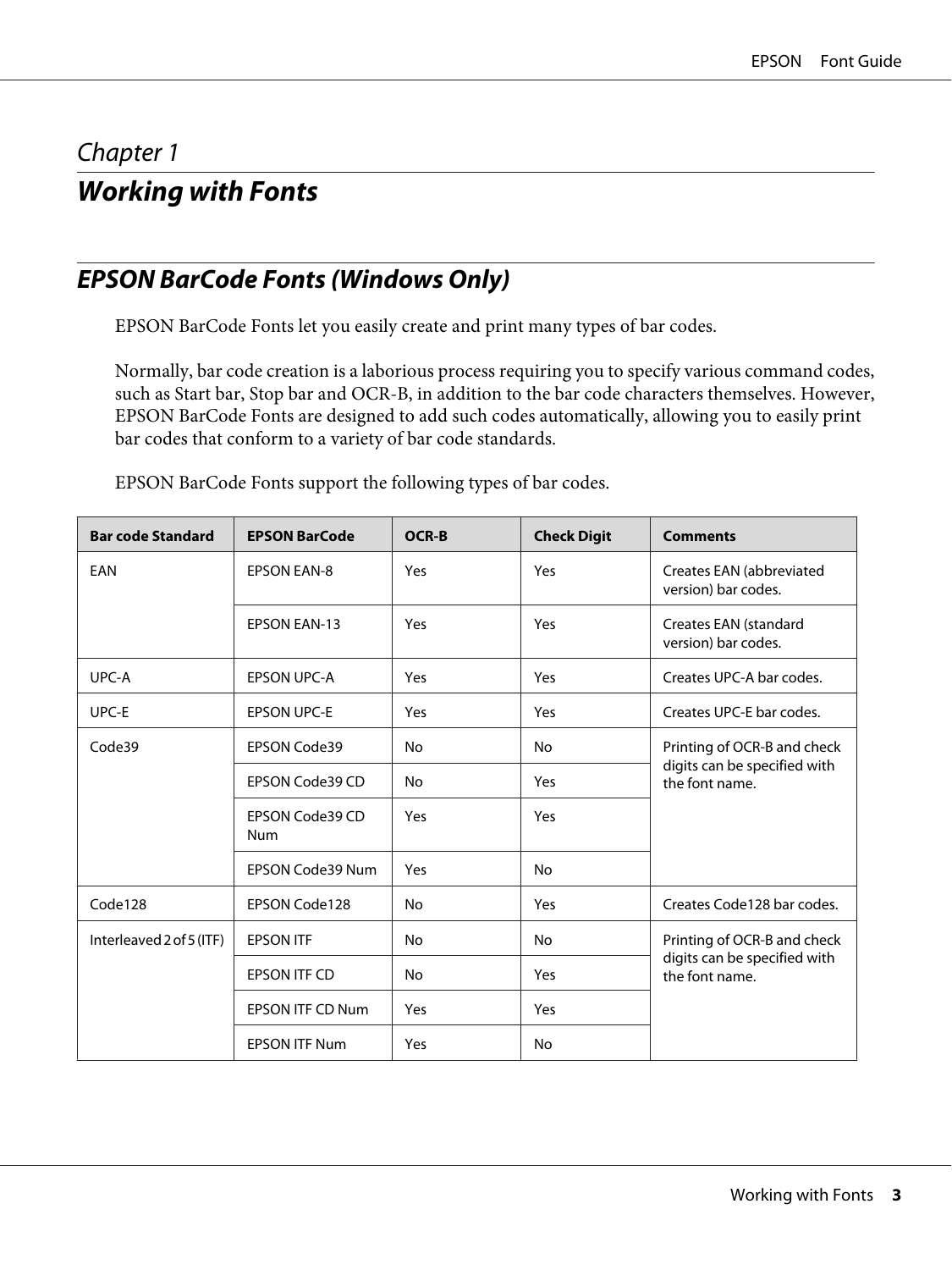*Chapter 1*

# Working with Fonts

## EPSON BarCode Fonts (Windows Only)

EPSON BarCode Fonts let you easily create and print many types of bar codes.

Normally, bar code creation is a laborious process requiring you to specify various command codes, such as Start bar, Stop bar and OCR-B, in addition to the bar code characters themselves. However, EPSON BarCode Fonts are designed to add such codes automatically, allowing you to easily print bar codes that conform to a variety of bar code standards.

EPSON BarCode Fonts support the following types of bar codes.

| Bar code Standard | EPSON BarCode | OCR-B | Check Digit | Comments |
|---|---|---|---|---|
| EAN | EPSON EAN-8 | Yes | Yes | Creates EAN (abbreviated version) bar codes. |
| | EPSON EAN-13 | Yes | Yes | Creates EAN (standard version) bar codes. |
| UPC-A | EPSON UPC-A | Yes | Yes | Creates UPC-A bar codes. |
| UPC-E | EPSON UPC-E | Yes | Yes | Creates UPC-E bar codes. |
| Code39 | EPSON Code39 | No | No | Printing of OCR-B and check digits can be specified with the font name. |
| | EPSON Code39 CD | No | Yes | |
| | EPSON Code39 CD Num | Yes | Yes | |
| | EPSON Code39 Num | Yes | No | |
| Code128 | EPSON Code128 | No | Yes | Creates Code128 bar codes. |
| Interleaved 2 of 5 (ITF) | EPSON ITF | No | No | Printing of OCR-B and check digits can be specified with the font name. |
| | EPSON ITF CD | No | Yes | |
| | EPSON ITF CD Num | Yes | Yes | |
| | EPSON ITF Num | Yes | No | |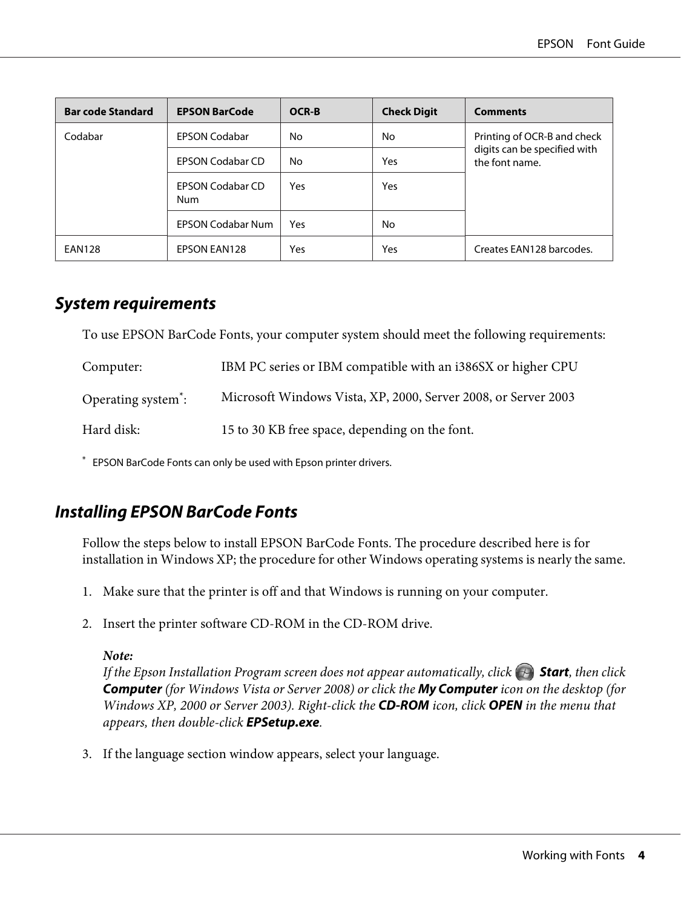| Bar code Standard | EPSON BarCode | OCR-B | Check Digit | Comments |
|---|---|---|---|---|
| Codabar | EPSON Codabar | No | No | Printing of OCR-B and check digits can be specified with the font name. |
| | EPSON Codabar CD | No | Yes | |
| | EPSON Codabar CD Num | Yes | Yes | |
| | EPSON Codabar Num | Yes | No | |
| EAN128 | EPSON EAN128 | Yes | Yes | Creates EAN128 barcodes. |

## System requirements

To use EPSON BarCode Fonts, your computer system should meet the following requirements:

Computer: IBM PC series or IBM compatible with an i386SX or higher CPU

Operating system*: Microsoft Windows Vista, XP, 2000, Server 2008, or Server 2003

Hard disk: 15 to 30 KB free space, depending on the font.

* EPSON BarCode Fonts can only be used with Epson printer drivers.

## Installing EPSON BarCode Fonts

Follow the steps below to install EPSON BarCode Fonts. The procedure described here is for installation in Windows XP; the procedure for other Windows operating systems is nearly the same.

1. Make sure that the printer is off and that Windows is running on your computer.

2. Insert the printer software CD-ROM in the CD-ROM drive.

   ***Note:***
   *If the Epson Installation Program screen does not appear automatically, click* ***Start****, then click* ***Computer*** *(for Windows Vista or Server 2008) or click the* ***My Computer*** *icon on the desktop (for Windows XP, 2000 or Server 2003). Right-click the* ***CD-ROM*** *icon, click* ***OPEN*** *in the menu that appears, then double-click* ***EPSetup.exe****.*

3. If the language section window appears, select your language.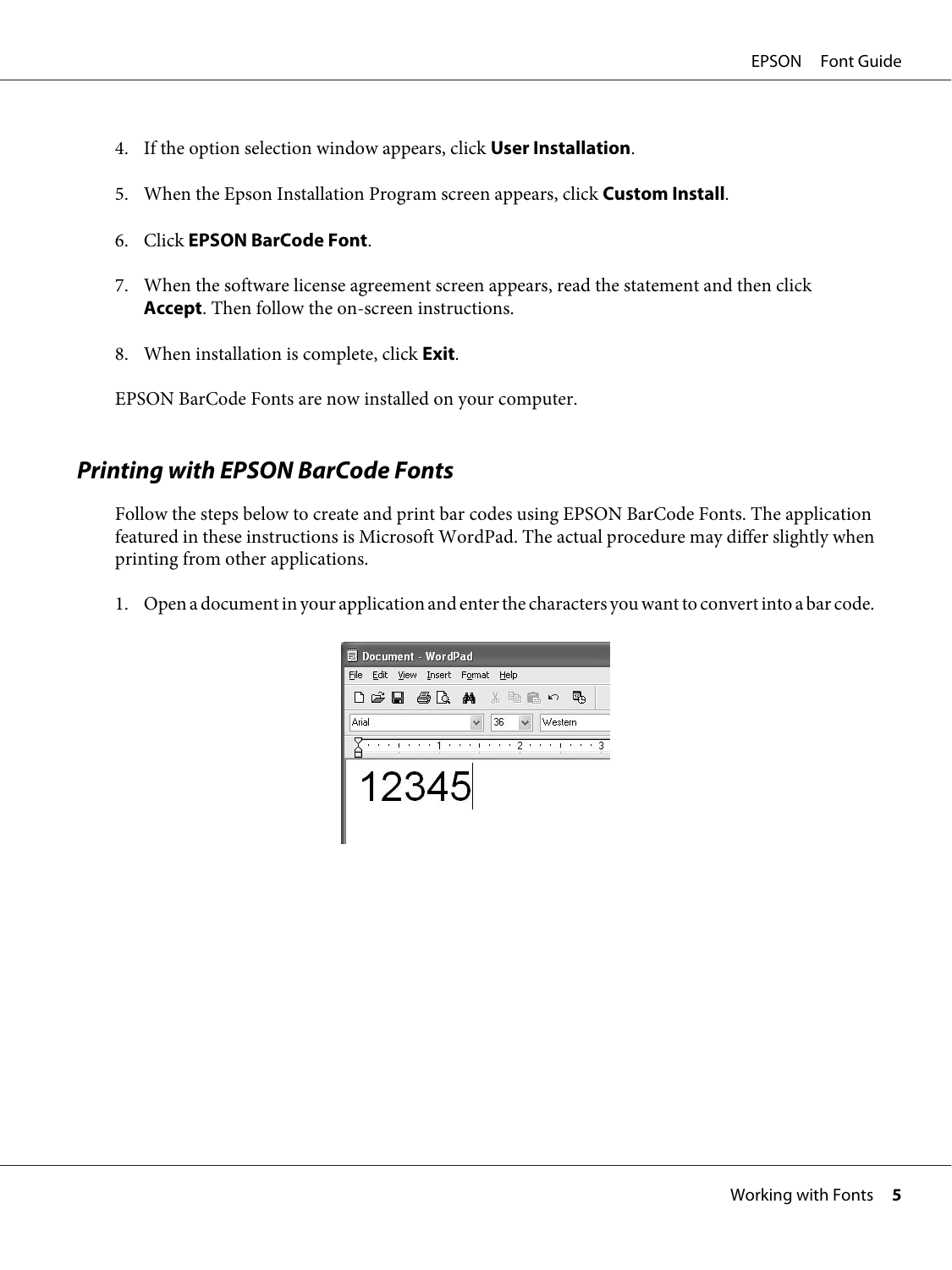4. If the option selection window appears, click **User Installation**.

5. When the Epson Installation Program screen appears, click **Custom Install**.

6. Click **EPSON BarCode Font**.

7. When the software license agreement screen appears, read the statement and then click **Accept**. Then follow the on-screen instructions.

8. When installation is complete, click **Exit**.

EPSON BarCode Fonts are now installed on your computer.

## *Printing with EPSON BarCode Fonts*

Follow the steps below to create and print bar codes using EPSON BarCode Fonts. The application featured in these instructions is Microsoft WordPad. The actual procedure may differ slightly when printing from other applications.

1. Open a document in your application and enter the characters you want to convert into a bar code.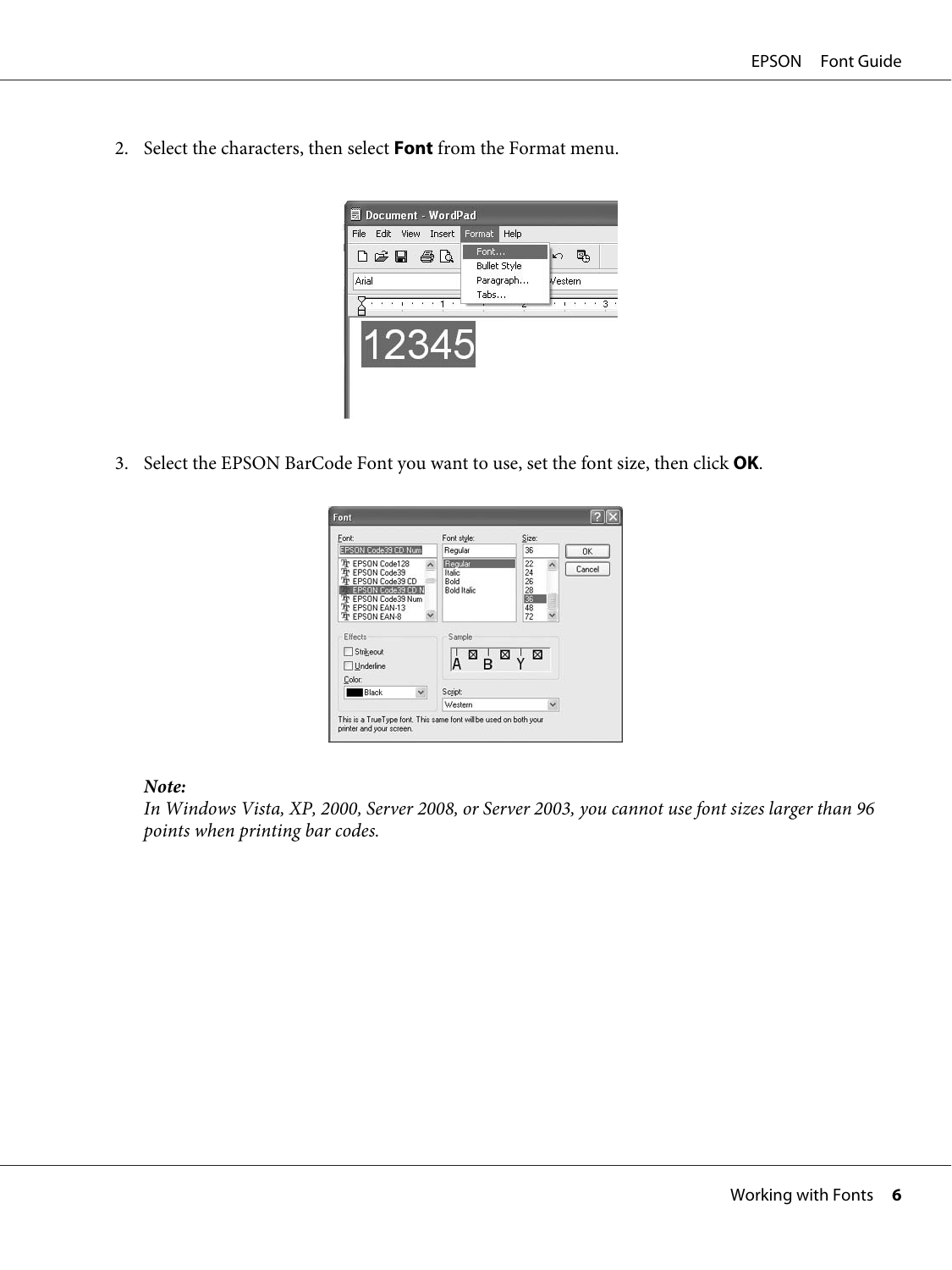2. Select the characters, then select **Font** from the Format menu.

3. Select the EPSON BarCode Font you want to use, set the font size, then click **OK**.

***Note:***
*In Windows Vista, XP, 2000, Server 2008, or Server 2003, you cannot use font sizes larger than 96 points when printing bar codes.*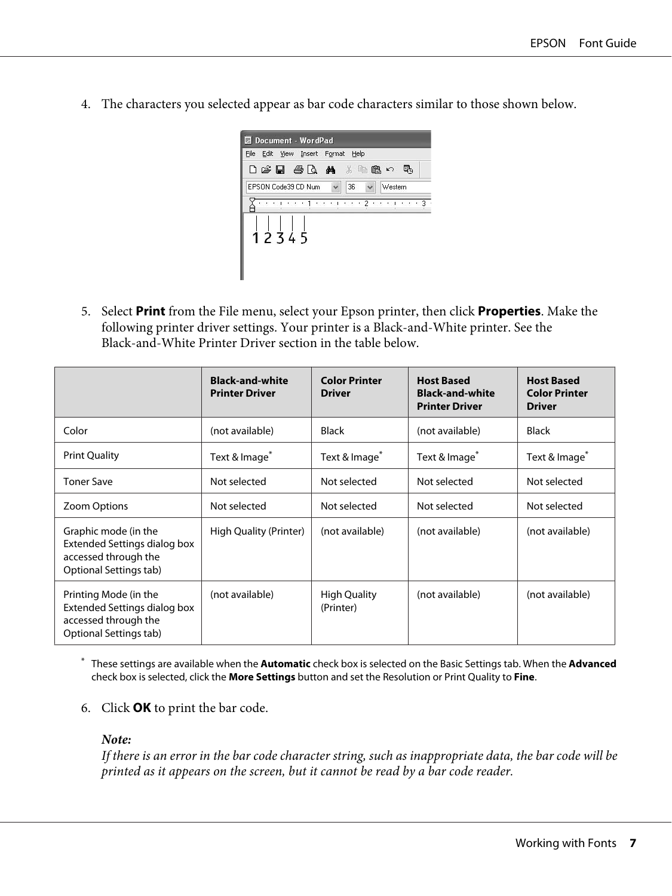4. The characters you selected appear as bar code characters similar to those shown below.

5. Select **Print** from the File menu, select your Epson printer, then click **Properties**. Make the following printer driver settings. Your printer is a Black-and-White printer. See the Black-and-White Printer Driver section in the table below.

| | Black-and-white Printer Driver | Color Printer Driver | Host Based Black-and-white Printer Driver | Host Based Color Printer Driver |
|---|---|---|---|---|
| Color | (not available) | Black | (not available) | Black |
| Print Quality | Text & Image* | Text & Image* | Text & Image* | Text & Image* |
| Toner Save | Not selected | Not selected | Not selected | Not selected |
| Zoom Options | Not selected | Not selected | Not selected | Not selected |
| Graphic mode (in the Extended Settings dialog box accessed through the Optional Settings tab) | High Quality (Printer) | (not available) | (not available) | (not available) |
| Printing Mode (in the Extended Settings dialog box accessed through the Optional Settings tab) | (not available) | High Quality (Printer) | (not available) | (not available) |

\* These settings are available when the **Automatic** check box is selected on the Basic Settings tab. When the **Advanced** check box is selected, click the **More Settings** button and set the Resolution or Print Quality to **Fine**.

6. Click **OK** to print the bar code.

***Note:***
*If there is an error in the bar code character string, such as inappropriate data, the bar code will be printed as it appears on the screen, but it cannot be read by a bar code reader.*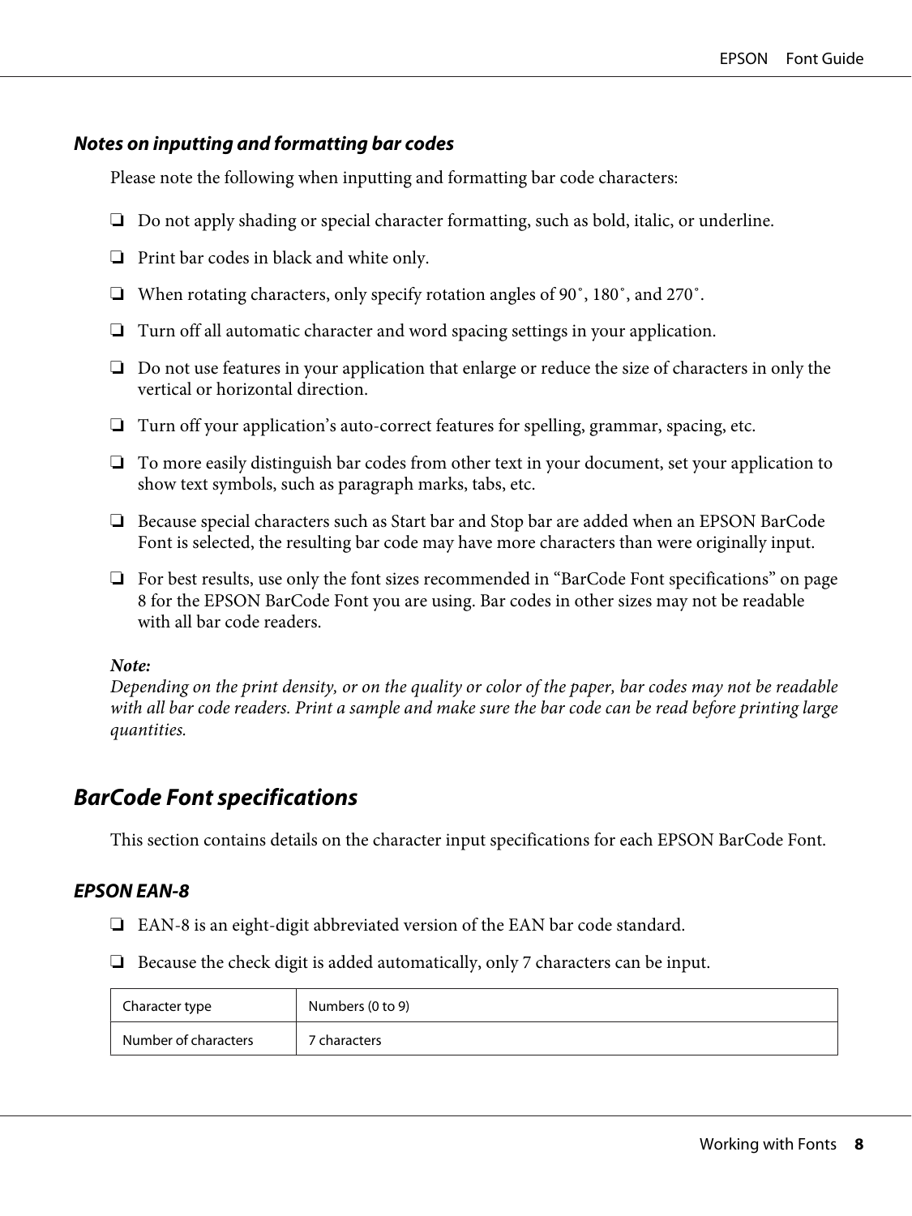### *Notes on inputting and formatting bar codes*

Please note the following when inputting and formatting bar code characters:

- Do not apply shading or special character formatting, such as bold, italic, or underline.
- Print bar codes in black and white only.
- When rotating characters, only specify rotation angles of 90˚, 180˚, and 270˚.
- Turn off all automatic character and word spacing settings in your application.
- Do not use features in your application that enlarge or reduce the size of characters in only the vertical or horizontal direction.
- Turn off your application's auto-correct features for spelling, grammar, spacing, etc.
- To more easily distinguish bar codes from other text in your document, set your application to show text symbols, such as paragraph marks, tabs, etc.
- Because special characters such as Start bar and Stop bar are added when an EPSON BarCode Font is selected, the resulting bar code may have more characters than were originally input.
- For best results, use only the font sizes recommended in "BarCode Font specifications" on page 8 for the EPSON BarCode Font you are using. Bar codes in other sizes may not be readable with all bar code readers.

***Note:***
*Depending on the print density, or on the quality or color of the paper, bar codes may not be readable with all bar code readers. Print a sample and make sure the bar code can be read before printing large quantities.*

## *BarCode Font specifications*

This section contains details on the character input specifications for each EPSON BarCode Font.

### *EPSON EAN-8*

- EAN-8 is an eight-digit abbreviated version of the EAN bar code standard.
- Because the check digit is added automatically, only 7 characters can be input.

| Character type | Numbers (0 to 9) |
|---|---|
| Number of characters | 7 characters |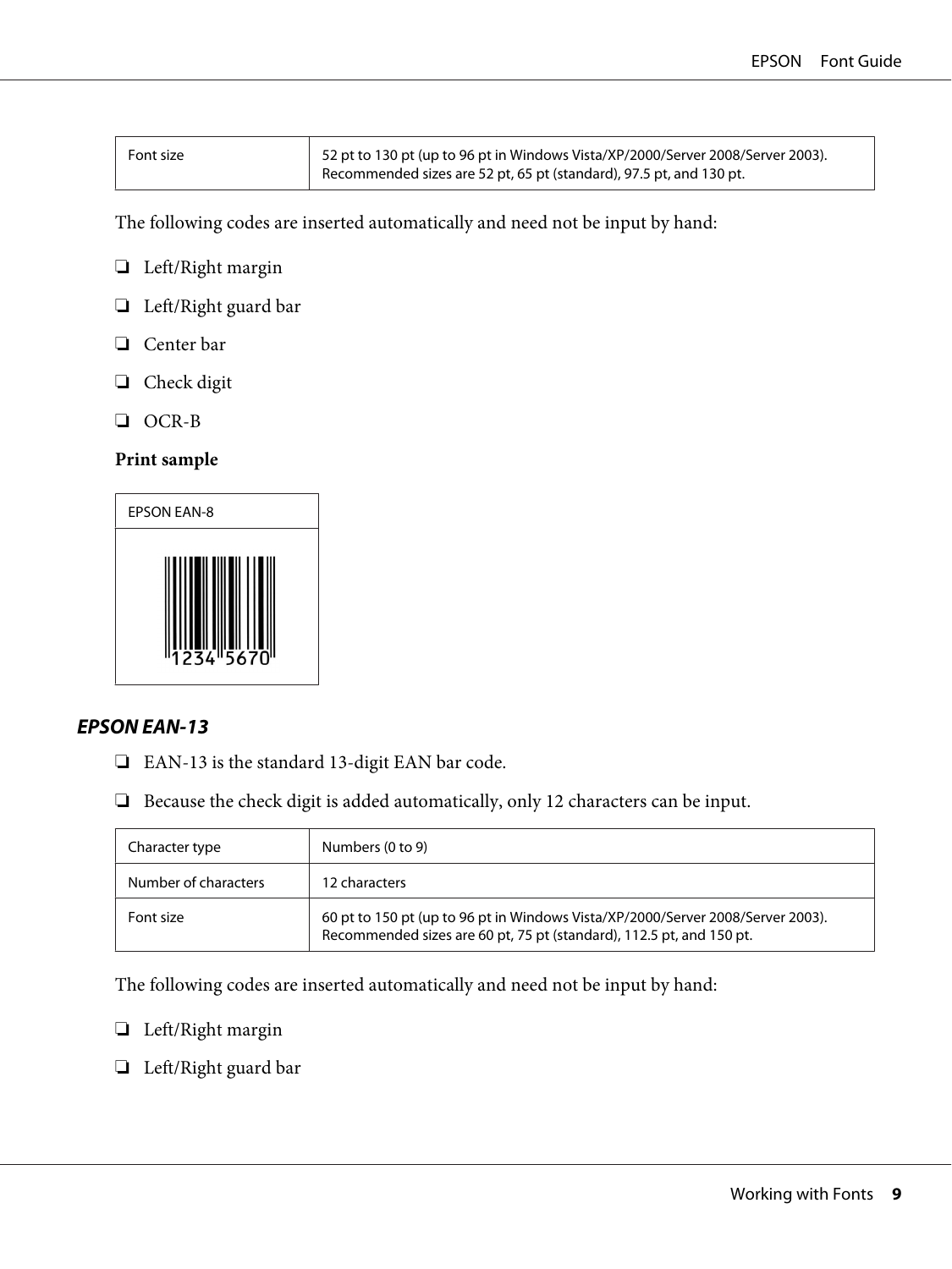| Font size | 52 pt to 130 pt (up to 96 pt in Windows Vista/XP/2000/Server 2008/Server 2003). Recommended sizes are 52 pt, 65 pt (standard), 97.5 pt, and 130 pt. |
|---|---|

The following codes are inserted automatically and need not be input by hand:

- ❏ Left/Right margin
- ❏ Left/Right guard bar
- ❏ Center bar
- ❏ Check digit
- ❏ OCR-B

**Print sample**

| EPSON EAN-8 |
|---|
| 1234 5670 |

### *EPSON EAN-13*

- ❏ EAN-13 is the standard 13-digit EAN bar code.
- ❏ Because the check digit is added automatically, only 12 characters can be input.

| Character type | Numbers (0 to 9) |
|---|---|
| Number of characters | 12 characters |
| Font size | 60 pt to 150 pt (up to 96 pt in Windows Vista/XP/2000/Server 2008/Server 2003). Recommended sizes are 60 pt, 75 pt (standard), 112.5 pt, and 150 pt. |

The following codes are inserted automatically and need not be input by hand:

- ❏ Left/Right margin
- ❏ Left/Right guard bar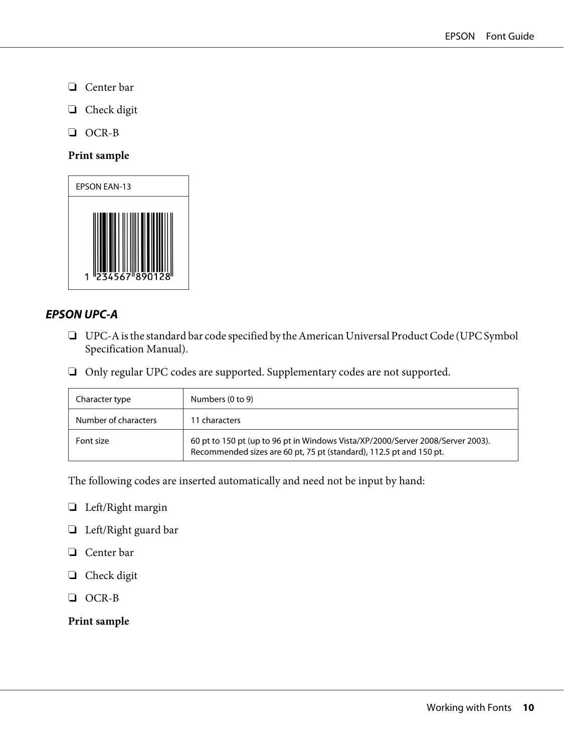- Center bar
- Check digit
- OCR-B

**Print sample**

| EPSON EAN-13 |
| --- |
| 1 234567 890128 |

### *EPSON UPC-A*

- UPC-A is the standard bar code specified by the American Universal Product Code (UPC Symbol Specification Manual).
- Only regular UPC codes are supported. Supplementary codes are not supported.

| Character type | Numbers (0 to 9) |
| --- | --- |
| Number of characters | 11 characters |
| Font size | 60 pt to 150 pt (up to 96 pt in Windows Vista/XP/2000/Server 2008/Server 2003). Recommended sizes are 60 pt, 75 pt (standard), 112.5 pt and 150 pt. |

The following codes are inserted automatically and need not be input by hand:

- Left/Right margin
- Left/Right guard bar
- Center bar
- Check digit
- OCR-B

**Print sample**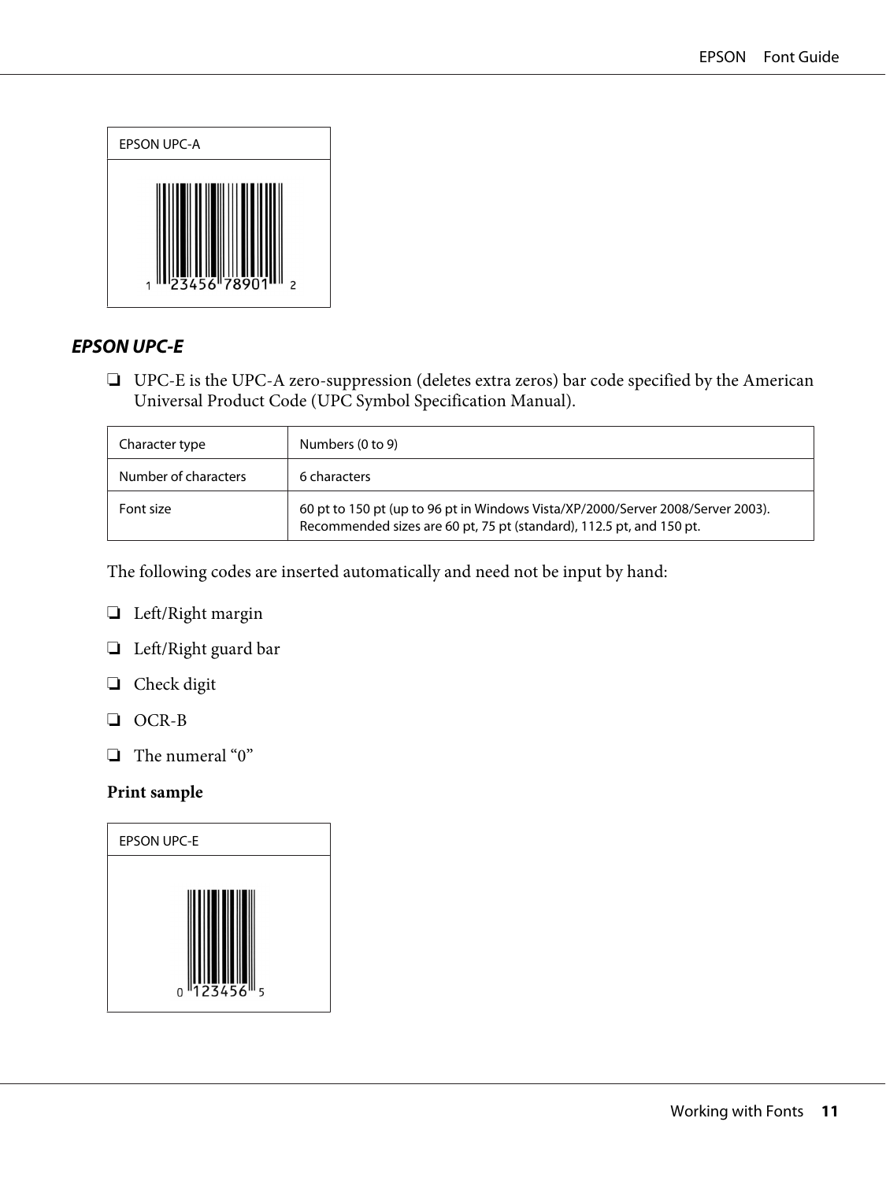| EPSON UPC-A |
| --- |
| 1 23456 78901 2 |

## EPSON UPC-E

- UPC-E is the UPC-A zero-suppression (deletes extra zeros) bar code specified by the American Universal Product Code (UPC Symbol Specification Manual).

| Character type | Numbers (0 to 9) |
| --- | --- |
| Number of characters | 6 characters |
| Font size | 60 pt to 150 pt (up to 96 pt in Windows Vista/XP/2000/Server 2008/Server 2003). Recommended sizes are 60 pt, 75 pt (standard), 112.5 pt, and 150 pt. |

The following codes are inserted automatically and need not be input by hand:

- Left/Right margin
- Left/Right guard bar
- Check digit
- OCR-B
- The numeral "0"

**Print sample**

| EPSON UPC-E |
| --- |
| 0 123456 5 |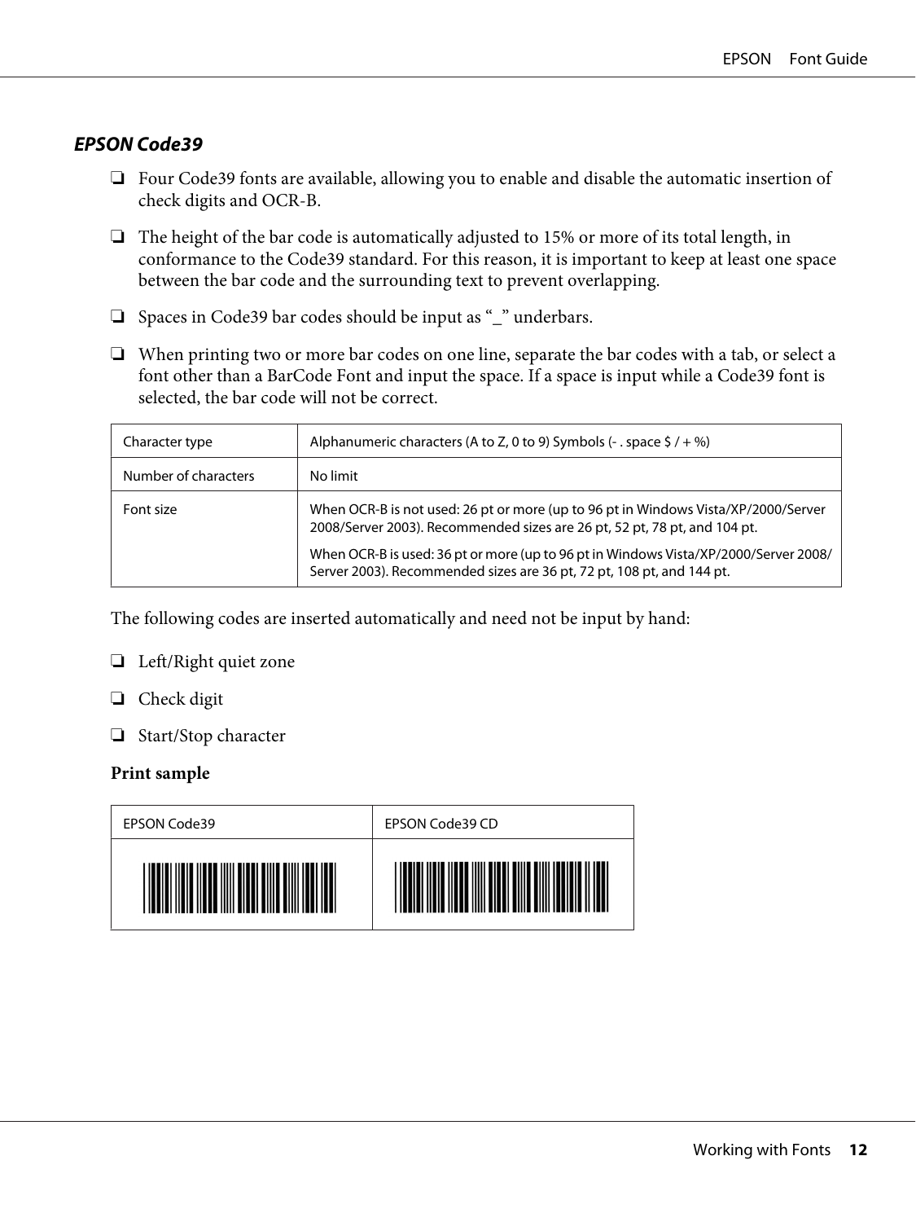### *EPSON Code39*

- Four Code39 fonts are available, allowing you to enable and disable the automatic insertion of check digits and OCR-B.
- The height of the bar code is automatically adjusted to 15% or more of its total length, in conformance to the Code39 standard. For this reason, it is important to keep at least one space between the bar code and the surrounding text to prevent overlapping.
- Spaces in Code39 bar codes should be input as "_" underbars.
- When printing two or more bar codes on one line, separate the bar codes with a tab, or select a font other than a BarCode Font and input the space. If a space is input while a Code39 font is selected, the bar code will not be correct.

| Character type | Alphanumeric characters (A to Z, 0 to 9) Symbols (- . space $ / + %) |
|---|---|
| Number of characters | No limit |
| Font size | When OCR-B is not used: 26 pt or more (up to 96 pt in Windows Vista/XP/2000/Server 2008/Server 2003). Recommended sizes are 26 pt, 52 pt, 78 pt, and 104 pt.<br><br>When OCR-B is used: 36 pt or more (up to 96 pt in Windows Vista/XP/2000/Server 2008/Server 2003). Recommended sizes are 36 pt, 72 pt, 108 pt, and 144 pt. |

The following codes are inserted automatically and need not be input by hand:

- Left/Right quiet zone
- Check digit
- Start/Stop character

**Print sample**

| EPSON Code39 | EPSON Code39 CD |
|---|---|
| | |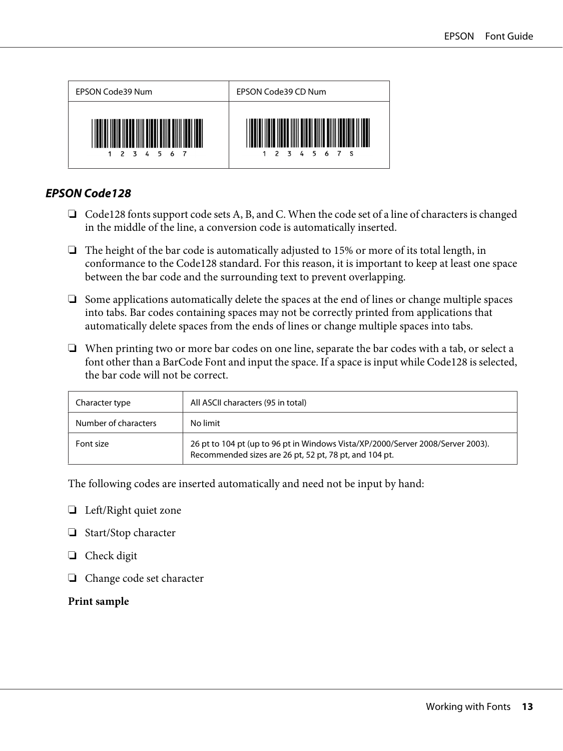| EPSON Code39 Num | EPSON Code39 CD Num |
|---|---|
| 1 2 3 4 5 6 7 | 1 2 3 4 5 6 7 S |

### *EPSON Code128*

- Code128 fonts support code sets A, B, and C. When the code set of a line of characters is changed in the middle of the line, a conversion code is automatically inserted.
- The height of the bar code is automatically adjusted to 15% or more of its total length, in conformance to the Code128 standard. For this reason, it is important to keep at least one space between the bar code and the surrounding text to prevent overlapping.
- Some applications automatically delete the spaces at the end of lines or change multiple spaces into tabs. Bar codes containing spaces may not be correctly printed from applications that automatically delete spaces from the ends of lines or change multiple spaces into tabs.
- When printing two or more bar codes on one line, separate the bar codes with a tab, or select a font other than a BarCode Font and input the space. If a space is input while Code128 is selected, the bar code will not be correct.

| Character type | All ASCII characters (95 in total) |
|---|---|
| Number of characters | No limit |
| Font size | 26 pt to 104 pt (up to 96 pt in Windows Vista/XP/2000/Server 2008/Server 2003). Recommended sizes are 26 pt, 52 pt, 78 pt, and 104 pt. |

The following codes are inserted automatically and need not be input by hand:

- Left/Right quiet zone
- Start/Stop character
- Check digit
- Change code set character

**Print sample**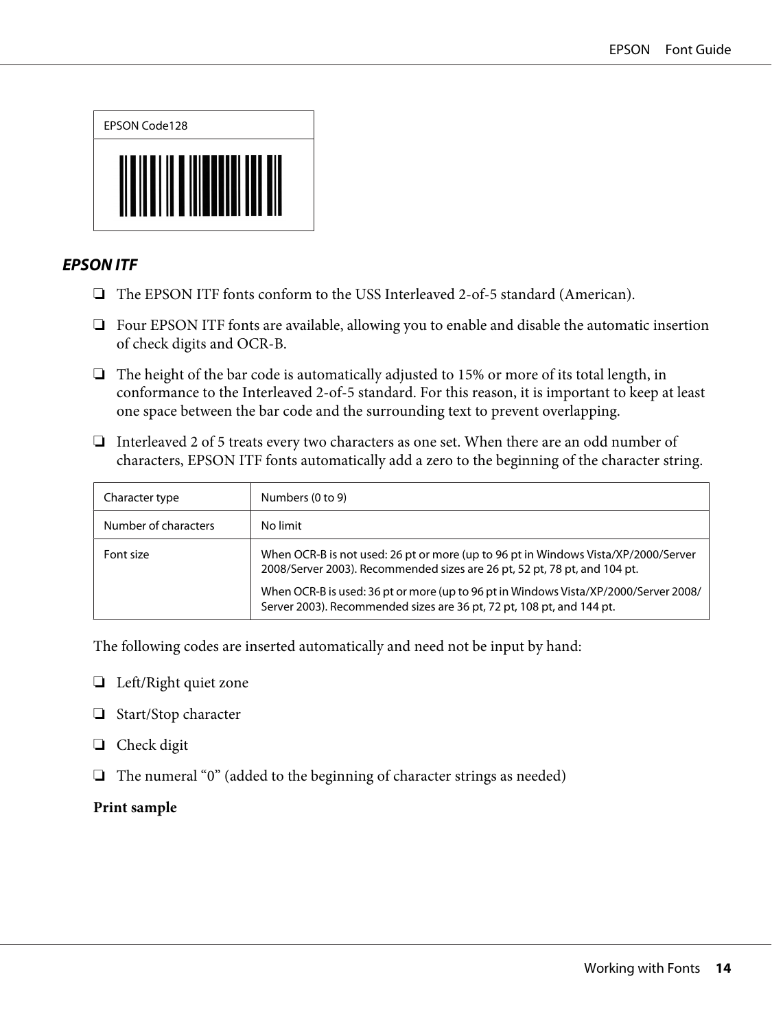| EPSON Code128 |
| --- |
| |

### *EPSON ITF*

- The EPSON ITF fonts conform to the USS Interleaved 2-of-5 standard (American).
- Four EPSON ITF fonts are available, allowing you to enable and disable the automatic insertion of check digits and OCR-B.
- The height of the bar code is automatically adjusted to 15% or more of its total length, in conformance to the Interleaved 2-of-5 standard. For this reason, it is important to keep at least one space between the bar code and the surrounding text to prevent overlapping.
- Interleaved 2 of 5 treats every two characters as one set. When there are an odd number of characters, EPSON ITF fonts automatically add a zero to the beginning of the character string.

| Character type | Numbers (0 to 9) |
| --- | --- |
| Number of characters | No limit |
| Font size | When OCR-B is not used: 26 pt or more (up to 96 pt in Windows Vista/XP/2000/Server 2008/Server 2003). Recommended sizes are 26 pt, 52 pt, 78 pt, and 104 pt.<br>When OCR-B is used: 36 pt or more (up to 96 pt in Windows Vista/XP/2000/Server 2008/Server 2003). Recommended sizes are 36 pt, 72 pt, 108 pt, and 144 pt. |

The following codes are inserted automatically and need not be input by hand:

- Left/Right quiet zone
- Start/Stop character
- Check digit
- The numeral “0” (added to the beginning of character strings as needed)

**Print sample**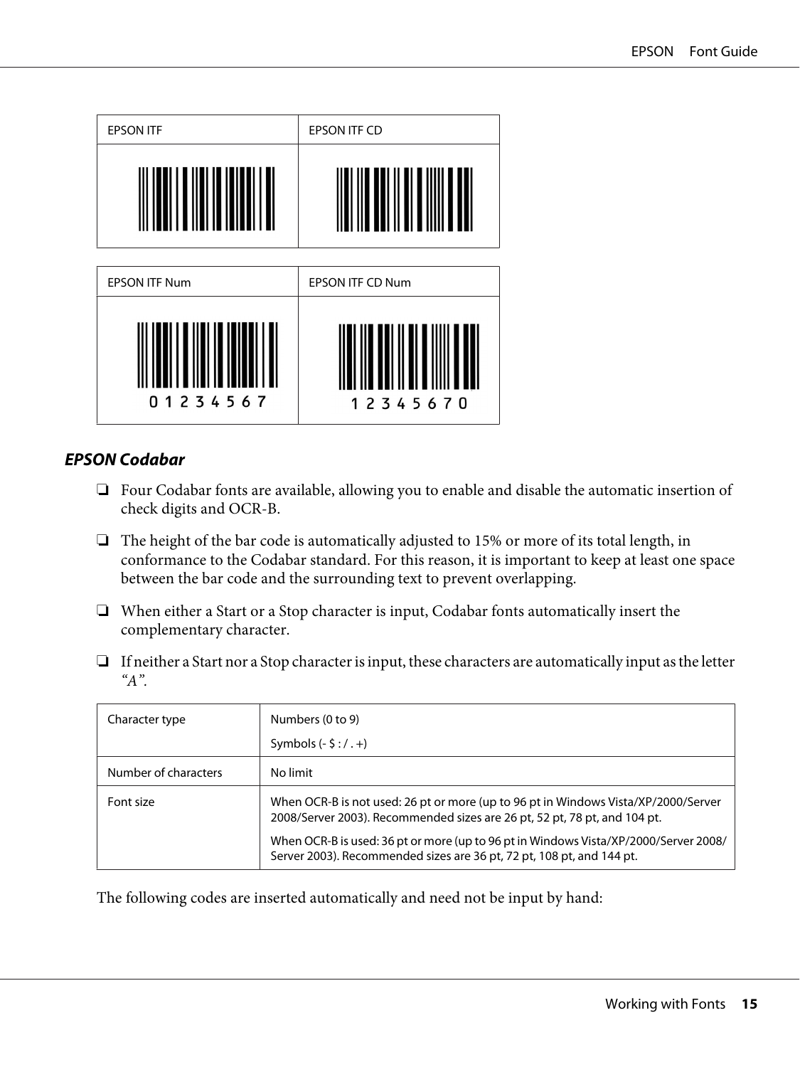| EPSON ITF | EPSON ITF CD |
| --- | --- |
| | |

| EPSON ITF Num | EPSON ITF CD Num |
| --- | --- |
| 01234567 | 12345670 |

### EPSON Codabar

- Four Codabar fonts are available, allowing you to enable and disable the automatic insertion of check digits and OCR-B.
- The height of the bar code is automatically adjusted to 15% or more of its total length, in conformance to the Codabar standard. For this reason, it is important to keep at least one space between the bar code and the surrounding text to prevent overlapping.
- When either a Start or a Stop character is input, Codabar fonts automatically insert the complementary character.
- If neither a Start nor a Stop character is input, these characters are automatically input as the letter *"A"*.

| Character type | Numbers (0 to 9)<br>Symbols (- $ : / . +) |
| --- | --- |
| Number of characters | No limit |
| Font size | When OCR-B is not used: 26 pt or more (up to 96 pt in Windows Vista/XP/2000/Server 2008/Server 2003). Recommended sizes are 26 pt, 52 pt, 78 pt, and 104 pt.<br>When OCR-B is used: 36 pt or more (up to 96 pt in Windows Vista/XP/2000/Server 2008/Server 2003). Recommended sizes are 36 pt, 72 pt, 108 pt, and 144 pt. |

The following codes are inserted automatically and need not be input by hand: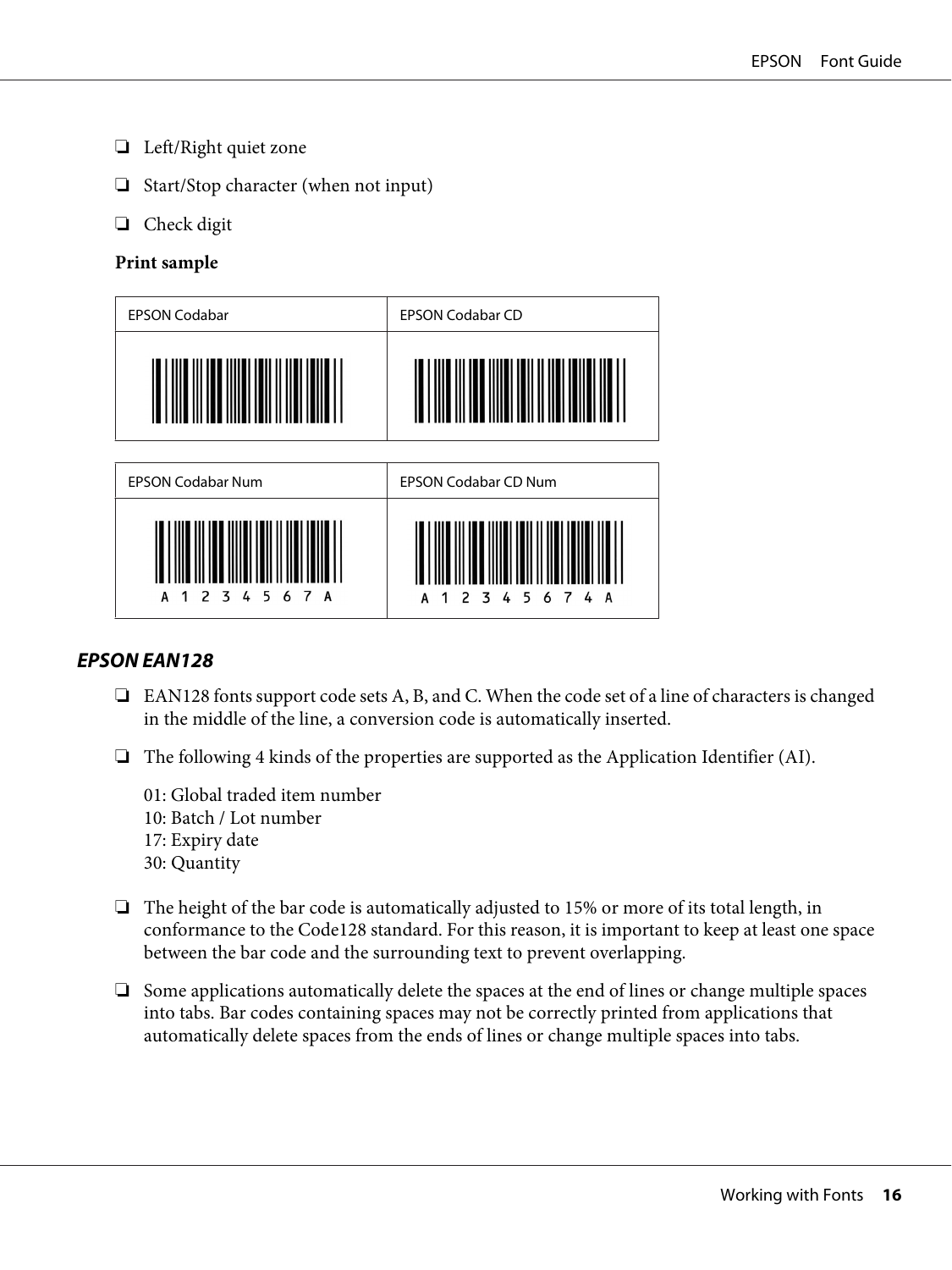- Left/Right quiet zone
- Start/Stop character (when not input)
- Check digit

**Print sample**

| EPSON Codabar | EPSON Codabar CD |
| --- | --- |
| | |

| EPSON Codabar Num | EPSON Codabar CD Num |
| --- | --- |
| A 1 2 3 4 5 6 7 A | A 1 2 3 4 5 6 7 4 A |

### EPSON EAN128

- EAN128 fonts support code sets A, B, and C. When the code set of a line of characters is changed in the middle of the line, a conversion code is automatically inserted.
- The following 4 kinds of the properties are supported as the Application Identifier (AI).

  01: Global traded item number
  10: Batch / Lot number
  17: Expiry date
  30: Quantity

- The height of the bar code is automatically adjusted to 15% or more of its total length, in conformance to the Code128 standard. For this reason, it is important to keep at least one space between the bar code and the surrounding text to prevent overlapping.
- Some applications automatically delete the spaces at the end of lines or change multiple spaces into tabs. Bar codes containing spaces may not be correctly printed from applications that automatically delete spaces from the ends of lines or change multiple spaces into tabs.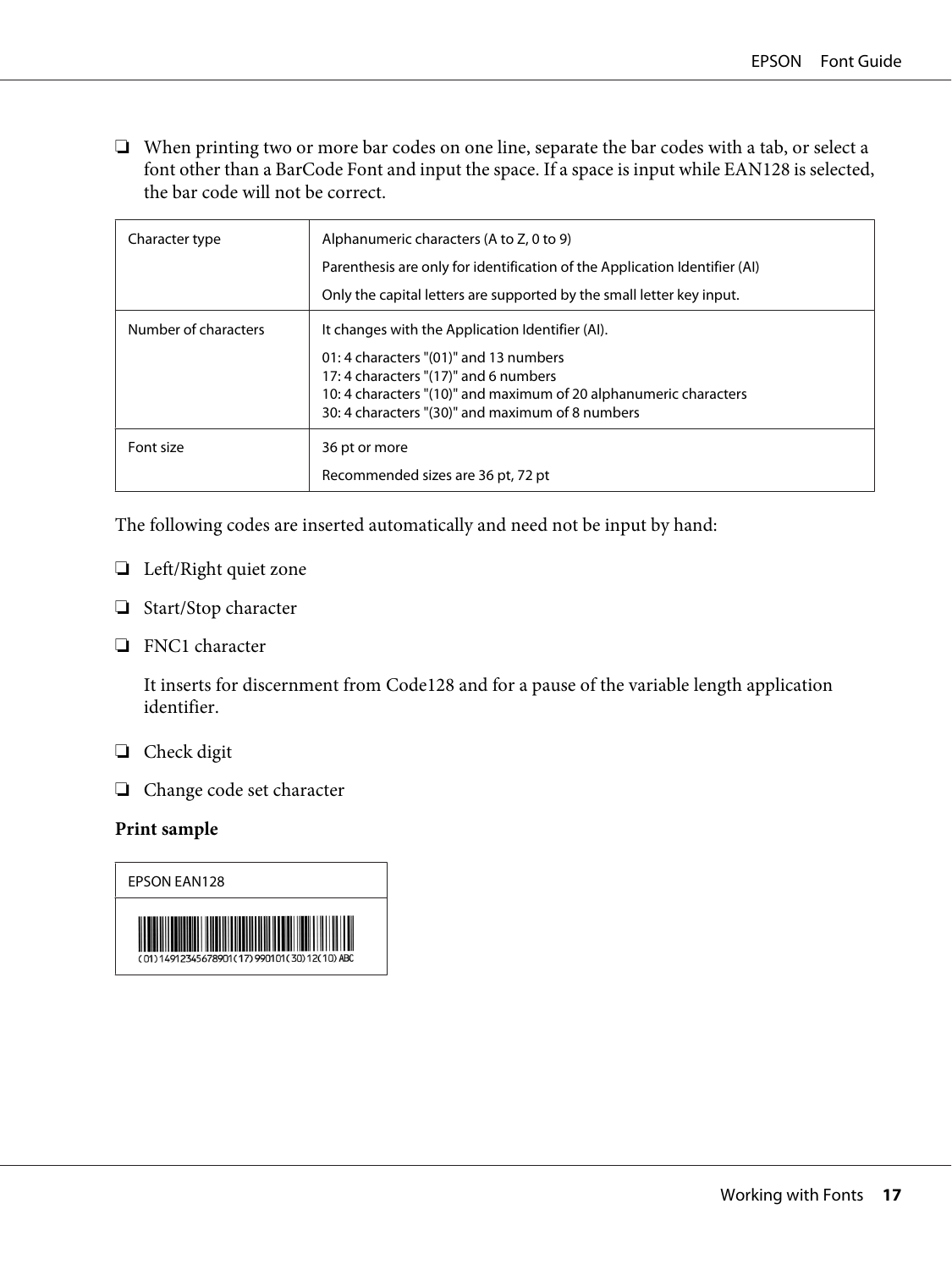- When printing two or more bar codes on one line, separate the bar codes with a tab, or select a font other than a BarCode Font and input the space. If a space is input while EAN128 is selected, the bar code will not be correct.

| Character type | Alphanumeric characters (A to Z, 0 to 9)<br>Parenthesis are only for identification of the Application Identifier (AI)<br>Only the capital letters are supported by the small letter key input. |
|---|---|
| Number of characters | It changes with the Application Identifier (AI).<br>01: 4 characters "(01)" and 13 numbers<br>17: 4 characters "(17)" and 6 numbers<br>10: 4 characters "(10)" and maximum of 20 alphanumeric characters<br>30: 4 characters "(30)" and maximum of 8 numbers |
| Font size | 36 pt or more<br>Recommended sizes are 36 pt, 72 pt |

The following codes are inserted automatically and need not be input by hand:

- Left/Right quiet zone
- Start/Stop character
- FNC1 character

  It inserts for discernment from Code128 and for a pause of the variable length application identifier.

- Check digit
- Change code set character

**Print sample**

| EPSON EAN128 |
|---|
| (01)14912345678901(17)990101(30)12(10)ABC |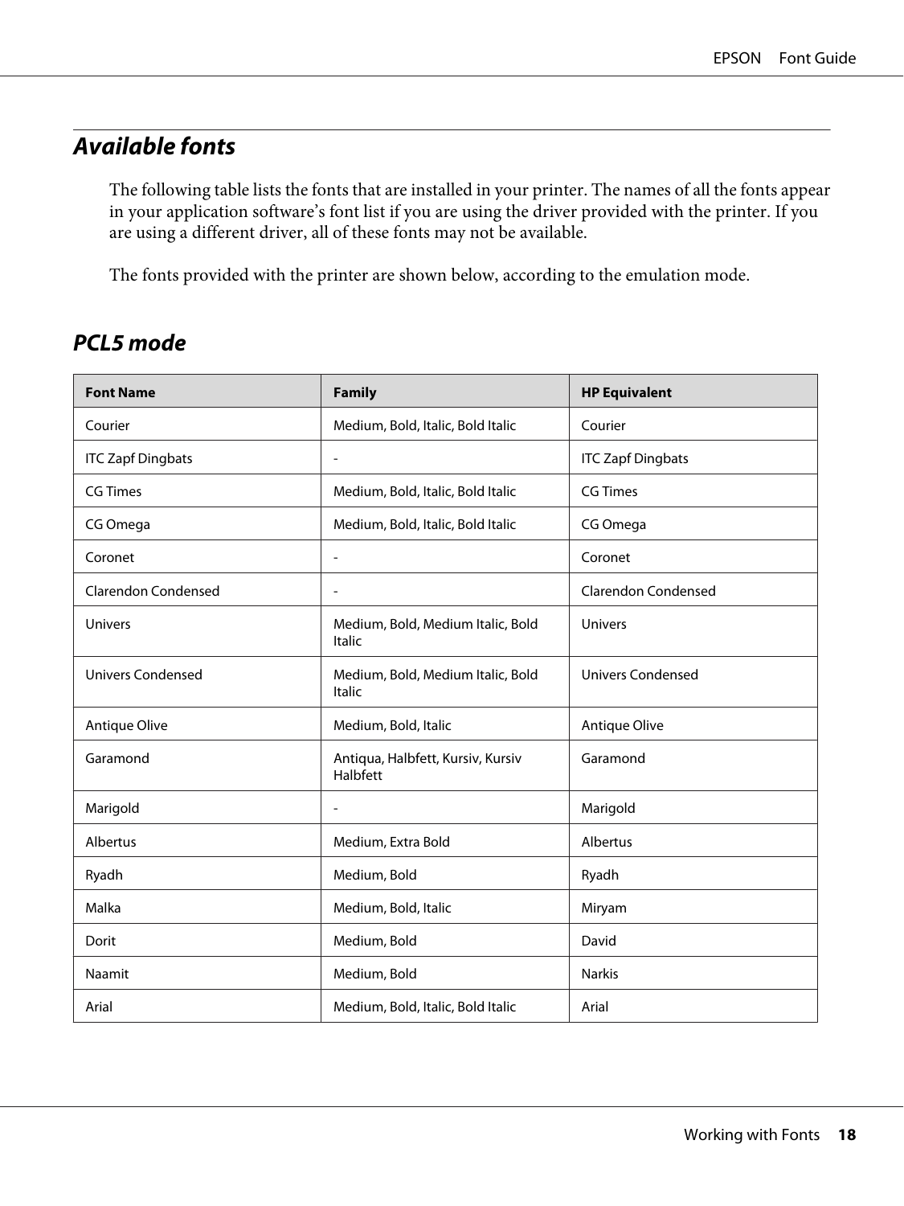## Available fonts

The following table lists the fonts that are installed in your printer. The names of all the fonts appear in your application software's font list if you are using the driver provided with the printer. If you are using a different driver, all of these fonts may not be available.

The fonts provided with the printer are shown below, according to the emulation mode.

### PCL5 mode

| Font Name | Family | HP Equivalent |
|---|---|---|
| Courier | Medium, Bold, Italic, Bold Italic | Courier |
| ITC Zapf Dingbats | - | ITC Zapf Dingbats |
| CG Times | Medium, Bold, Italic, Bold Italic | CG Times |
| CG Omega | Medium, Bold, Italic, Bold Italic | CG Omega |
| Coronet | - | Coronet |
| Clarendon Condensed | - | Clarendon Condensed |
| Univers | Medium, Bold, Medium Italic, Bold Italic | Univers |
| Univers Condensed | Medium, Bold, Medium Italic, Bold Italic | Univers Condensed |
| Antique Olive | Medium, Bold, Italic | Antique Olive |
| Garamond | Antiqua, Halbfett, Kursiv, Kursiv Halbfett | Garamond |
| Marigold | - | Marigold |
| Albertus | Medium, Extra Bold | Albertus |
| Ryadh | Medium, Bold | Ryadh |
| Malka | Medium, Bold, Italic | Miryam |
| Dorit | Medium, Bold | David |
| Naamit | Medium, Bold | Narkis |
| Arial | Medium, Bold, Italic, Bold Italic | Arial |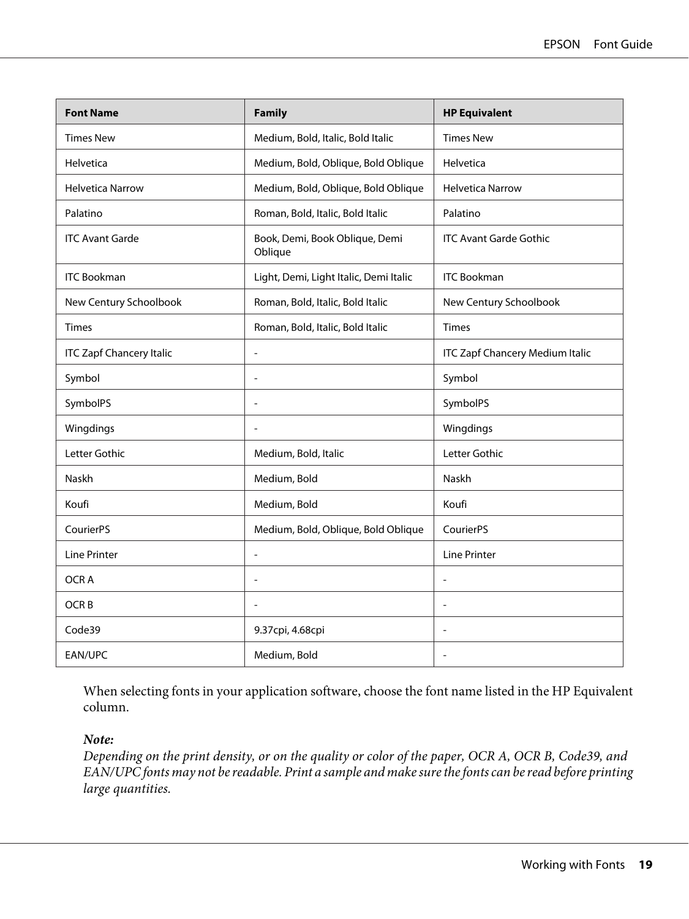| Font Name | Family | HP Equivalent |
|---|---|---|
| Times New | Medium, Bold, Italic, Bold Italic | Times New |
| Helvetica | Medium, Bold, Oblique, Bold Oblique | Helvetica |
| Helvetica Narrow | Medium, Bold, Oblique, Bold Oblique | Helvetica Narrow |
| Palatino | Roman, Bold, Italic, Bold Italic | Palatino |
| ITC Avant Garde | Book, Demi, Book Oblique, Demi Oblique | ITC Avant Garde Gothic |
| ITC Bookman | Light, Demi, Light Italic, Demi Italic | ITC Bookman |
| New Century Schoolbook | Roman, Bold, Italic, Bold Italic | New Century Schoolbook |
| Times | Roman, Bold, Italic, Bold Italic | Times |
| ITC Zapf Chancery Italic | - | ITC Zapf Chancery Medium Italic |
| Symbol | - | Symbol |
| SymbolPS | - | SymbolPS |
| Wingdings | - | Wingdings |
| Letter Gothic | Medium, Bold, Italic | Letter Gothic |
| Naskh | Medium, Bold | Naskh |
| Koufi | Medium, Bold | Koufi |
| CourierPS | Medium, Bold, Oblique, Bold Oblique | CourierPS |
| Line Printer | - | Line Printer |
| OCR A | - | - |
| OCR B | - | - |
| Code39 | 9.37cpi, 4.68cpi | - |
| EAN/UPC | Medium, Bold | - |

When selecting fonts in your application software, choose the font name listed in the HP Equivalent column.

***Note:***
*Depending on the print density, or on the quality or color of the paper, OCR A, OCR B, Code39, and EAN/UPC fonts may not be readable. Print a sample and make sure the fonts can be read before printing large quantities.*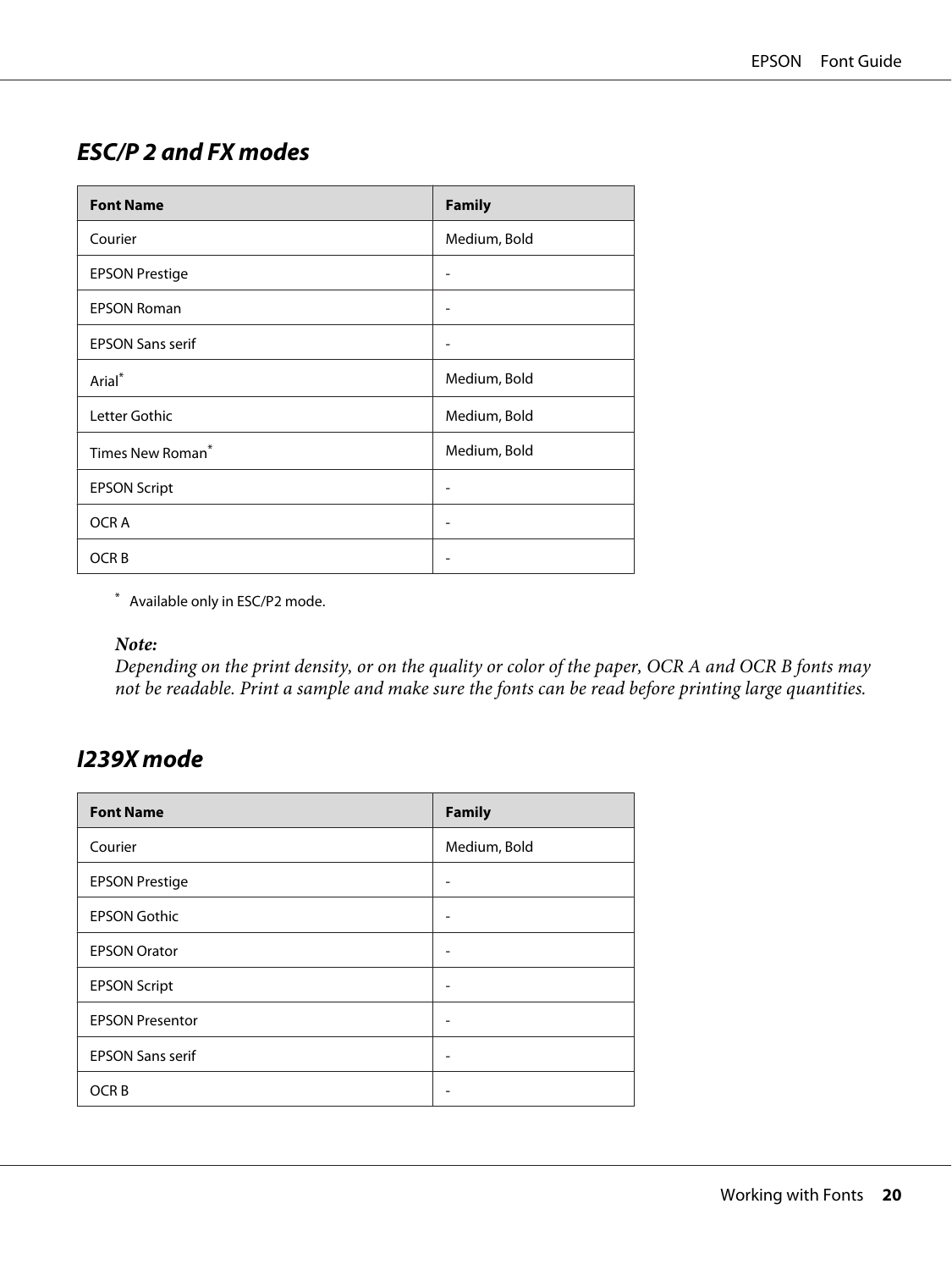## ESC/P 2 and FX modes

| Font Name | Family |
| --- | --- |
| Courier | Medium, Bold |
| EPSON Prestige | - |
| EPSON Roman | - |
| EPSON Sans serif | - |
| Arial* | Medium, Bold |
| Letter Gothic | Medium, Bold |
| Times New Roman* | Medium, Bold |
| EPSON Script | - |
| OCR A | - |
| OCR B | - |

\* Available only in ESC/P2 mode.

***Note:***
*Depending on the print density, or on the quality or color of the paper, OCR A and OCR B fonts may not be readable. Print a sample and make sure the fonts can be read before printing large quantities.*

## I239X mode

| Font Name | Family |
| --- | --- |
| Courier | Medium, Bold |
| EPSON Prestige | - |
| EPSON Gothic | - |
| EPSON Orator | - |
| EPSON Script | - |
| EPSON Presentor | - |
| EPSON Sans serif | - |
| OCR B | - |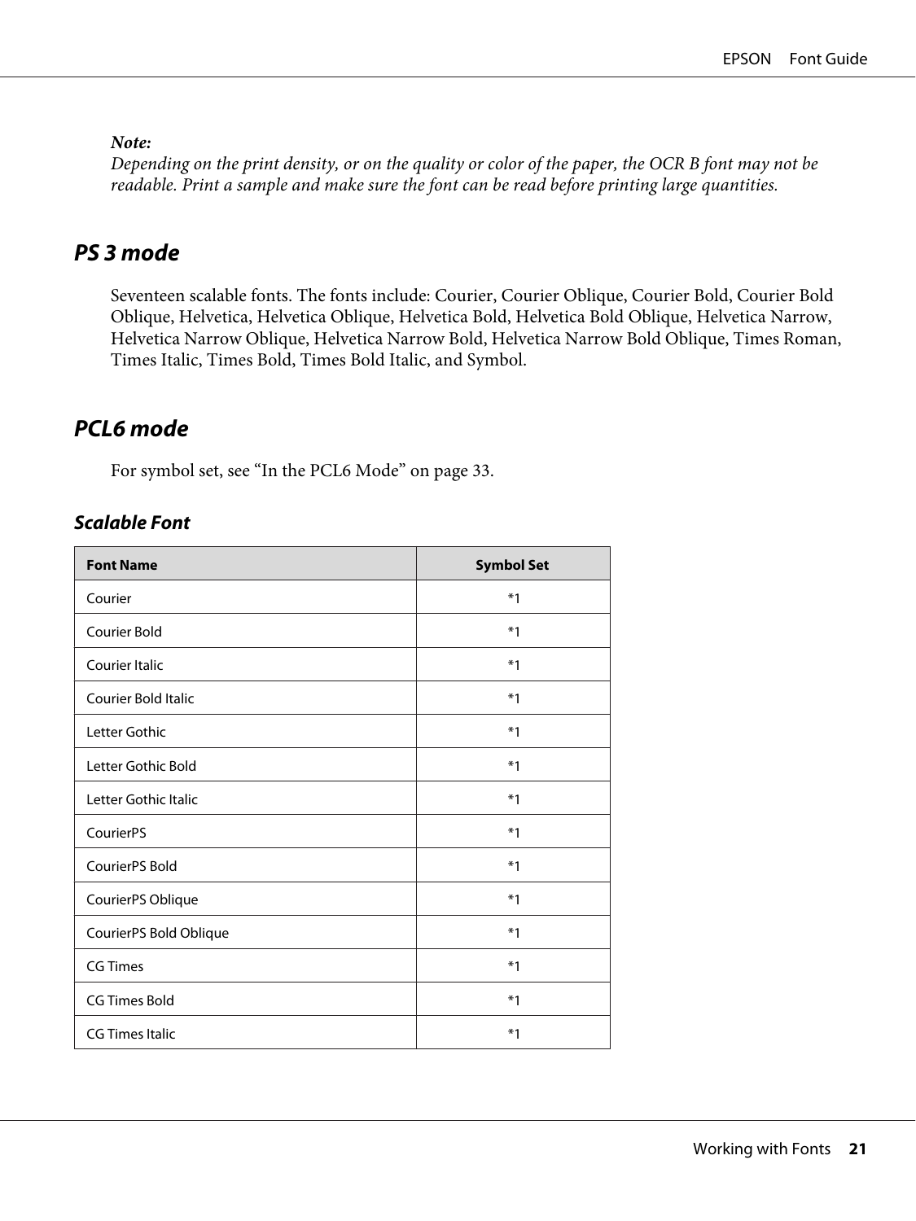*Note:*
*Depending on the print density, or on the quality or color of the paper, the OCR B font may not be readable. Print a sample and make sure the font can be read before printing large quantities.*

## PS 3 mode

Seventeen scalable fonts. The fonts include: Courier, Courier Oblique, Courier Bold, Courier Bold Oblique, Helvetica, Helvetica Oblique, Helvetica Bold, Helvetica Bold Oblique, Helvetica Narrow, Helvetica Narrow Oblique, Helvetica Narrow Bold, Helvetica Narrow Bold Oblique, Times Roman, Times Italic, Times Bold, Times Bold Italic, and Symbol.

## PCL6 mode

For symbol set, see “In the PCL6 Mode” on page 33.

### Scalable Font

| Font Name | Symbol Set |
| --- | --- |
| Courier | *1 |
| Courier Bold | *1 |
| Courier Italic | *1 |
| Courier Bold Italic | *1 |
| Letter Gothic | *1 |
| Letter Gothic Bold | *1 |
| Letter Gothic Italic | *1 |
| CourierPS | *1 |
| CourierPS Bold | *1 |
| CourierPS Oblique | *1 |
| CourierPS Bold Oblique | *1 |
| CG Times | *1 |
| CG Times Bold | *1 |
| CG Times Italic | *1 |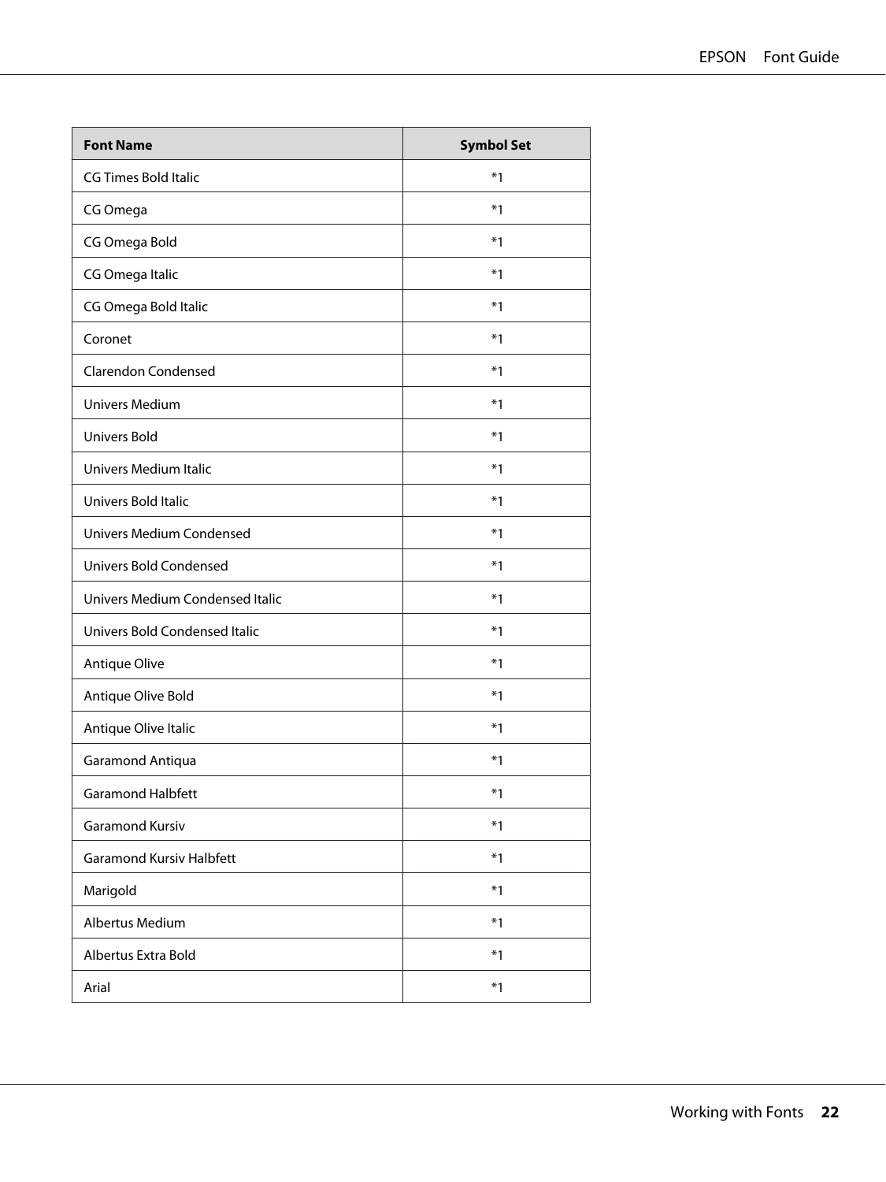| Font Name | Symbol Set |
|---|---|
| CG Times Bold Italic | *1 |
| CG Omega | *1 |
| CG Omega Bold | *1 |
| CG Omega Italic | *1 |
| CG Omega Bold Italic | *1 |
| Coronet | *1 |
| Clarendon Condensed | *1 |
| Univers Medium | *1 |
| Univers Bold | *1 |
| Univers Medium Italic | *1 |
| Univers Bold Italic | *1 |
| Univers Medium Condensed | *1 |
| Univers Bold Condensed | *1 |
| Univers Medium Condensed Italic | *1 |
| Univers Bold Condensed Italic | *1 |
| Antique Olive | *1 |
| Antique Olive Bold | *1 |
| Antique Olive Italic | *1 |
| Garamond Antiqua | *1 |
| Garamond Halbfett | *1 |
| Garamond Kursiv | *1 |
| Garamond Kursiv Halbfett | *1 |
| Marigold | *1 |
| Albertus Medium | *1 |
| Albertus Extra Bold | *1 |
| Arial | *1 |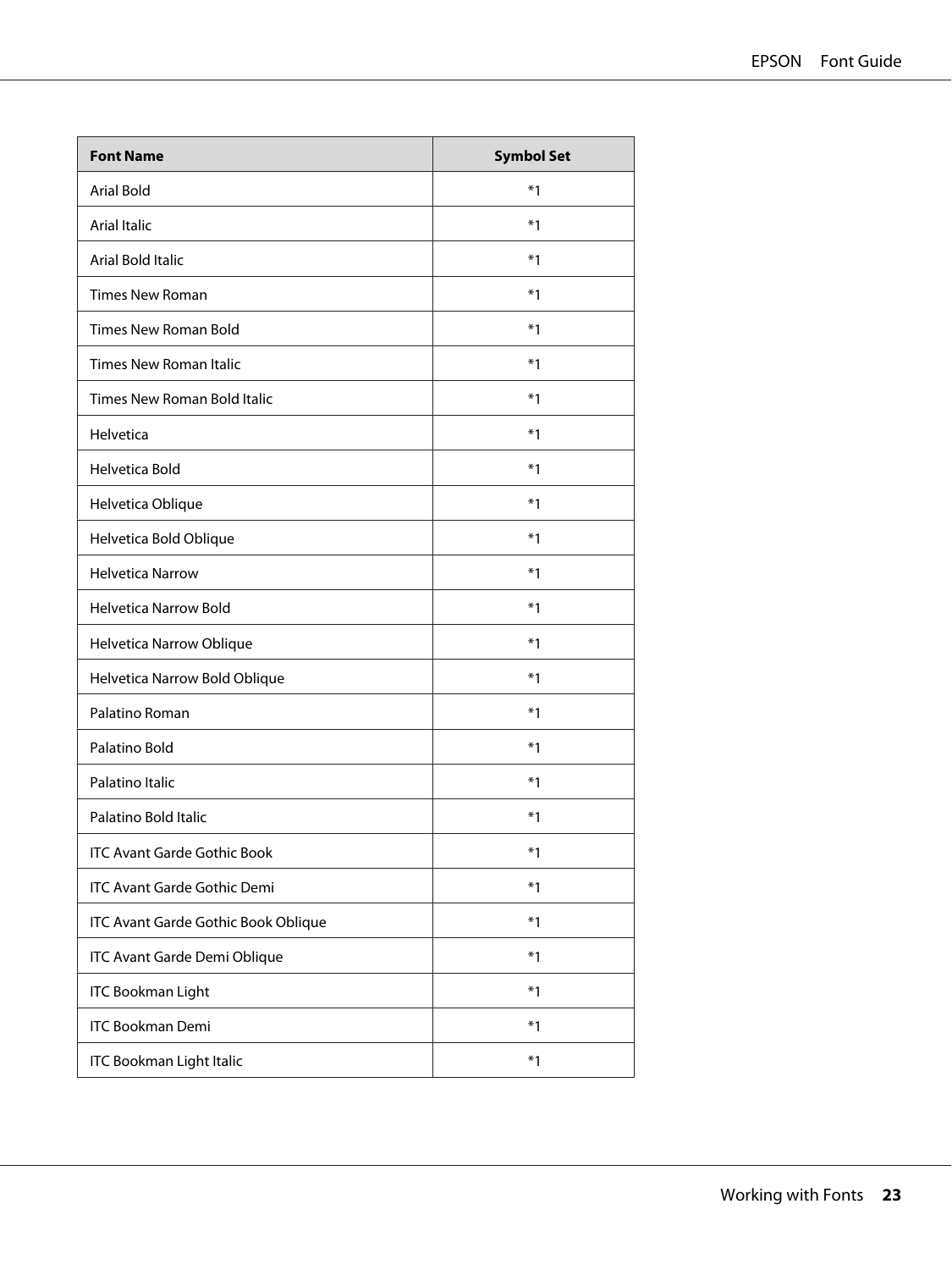| Font Name | Symbol Set |
|---|---|
| Arial Bold | *1 |
| Arial Italic | *1 |
| Arial Bold Italic | *1 |
| Times New Roman | *1 |
| Times New Roman Bold | *1 |
| Times New Roman Italic | *1 |
| Times New Roman Bold Italic | *1 |
| Helvetica | *1 |
| Helvetica Bold | *1 |
| Helvetica Oblique | *1 |
| Helvetica Bold Oblique | *1 |
| Helvetica Narrow | *1 |
| Helvetica Narrow Bold | *1 |
| Helvetica Narrow Oblique | *1 |
| Helvetica Narrow Bold Oblique | *1 |
| Palatino Roman | *1 |
| Palatino Bold | *1 |
| Palatino Italic | *1 |
| Palatino Bold Italic | *1 |
| ITC Avant Garde Gothic Book | *1 |
| ITC Avant Garde Gothic Demi | *1 |
| ITC Avant Garde Gothic Book Oblique | *1 |
| ITC Avant Garde Demi Oblique | *1 |
| ITC Bookman Light | *1 |
| ITC Bookman Demi | *1 |
| ITC Bookman Light Italic | *1 |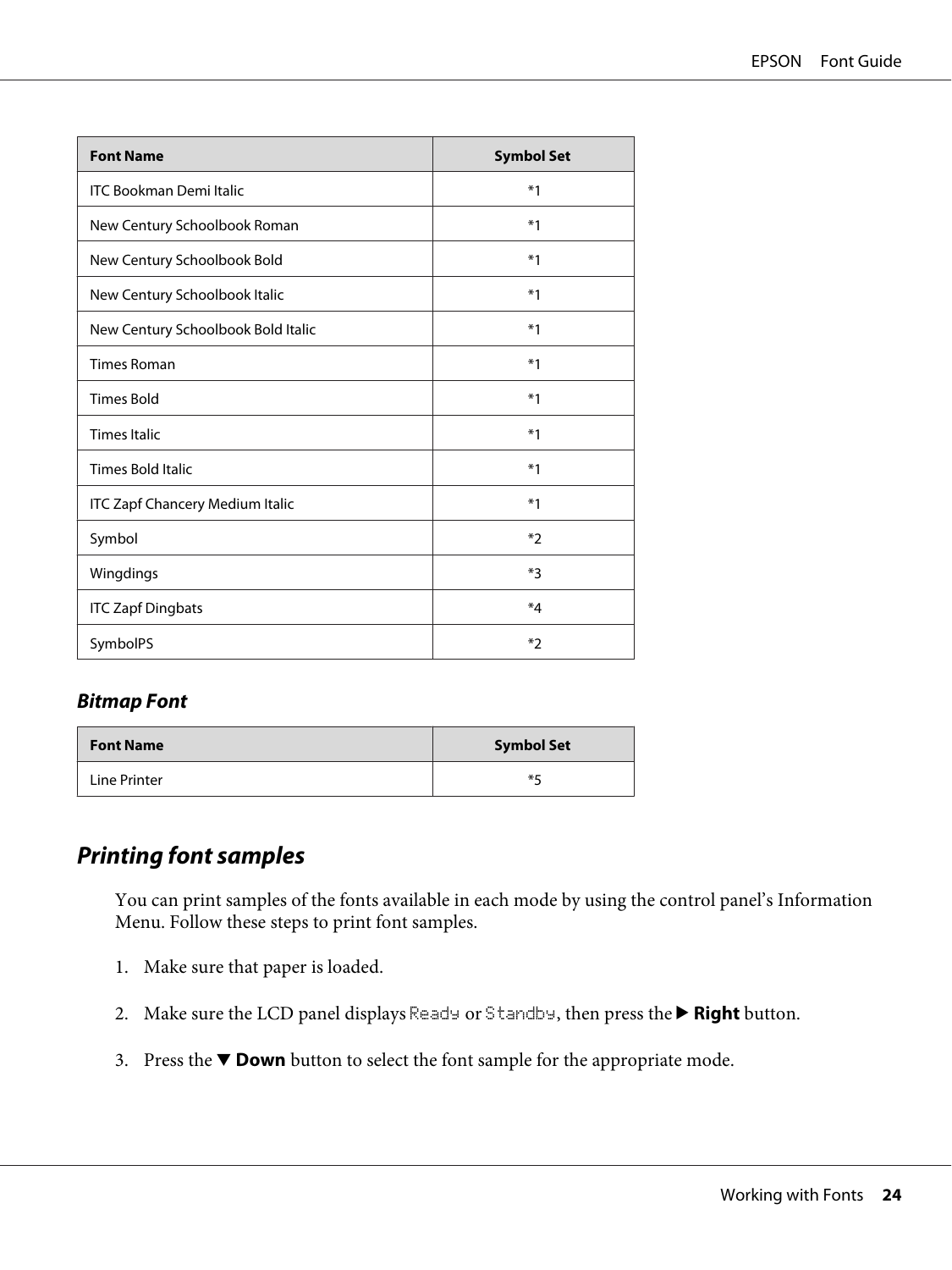| Font Name | Symbol Set |
|---|---|
| ITC Bookman Demi Italic | *1 |
| New Century Schoolbook Roman | *1 |
| New Century Schoolbook Bold | *1 |
| New Century Schoolbook Italic | *1 |
| New Century Schoolbook Bold Italic | *1 |
| Times Roman | *1 |
| Times Bold | *1 |
| Times Italic | *1 |
| Times Bold Italic | *1 |
| ITC Zapf Chancery Medium Italic | *1 |
| Symbol | *2 |
| Wingdings | *3 |
| ITC Zapf Dingbats | *4 |
| SymbolPS | *2 |

### *Bitmap Font*

| Font Name | Symbol Set |
|---|---|
| Line Printer | *5 |

## *Printing font samples*

You can print samples of the fonts available in each mode by using the control panel's Information Menu. Follow these steps to print font samples.

1. Make sure that paper is loaded.

2. Make sure the LCD panel displays `Ready` or `Standby`, then press the ▶ **Right** button.

3. Press the ▼ **Down** button to select the font sample for the appropriate mode.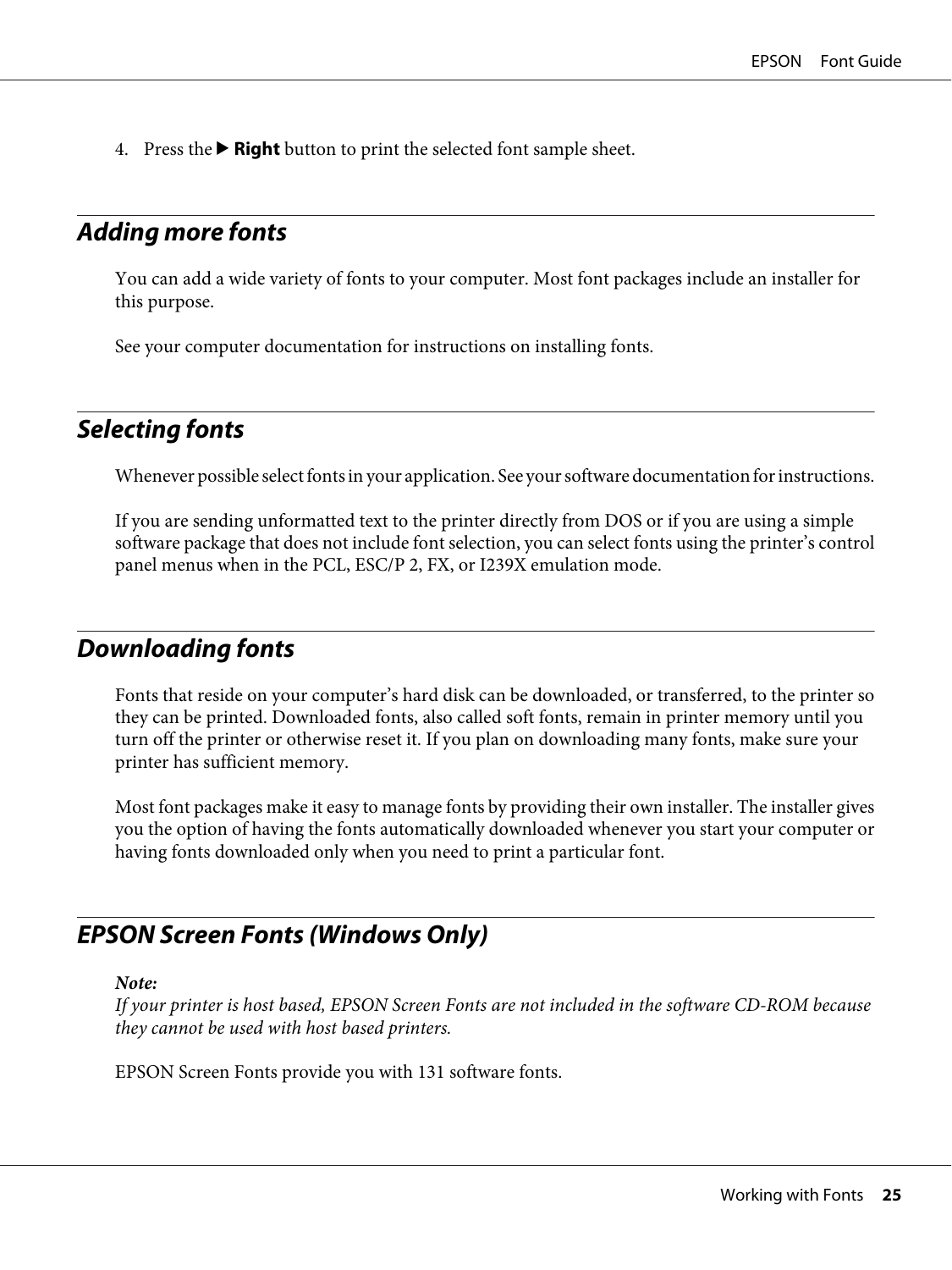4. Press the ▶ **Right** button to print the selected font sample sheet.

## *Adding more fonts*

You can add a wide variety of fonts to your computer. Most font packages include an installer for this purpose.

See your computer documentation for instructions on installing fonts.

## *Selecting fonts*

Whenever possible select fonts in your application. See your software documentation for instructions.

If you are sending unformatted text to the printer directly from DOS or if you are using a simple software package that does not include font selection, you can select fonts using the printer's control panel menus when in the PCL, ESC/P 2, FX, or I239X emulation mode.

## *Downloading fonts*

Fonts that reside on your computer's hard disk can be downloaded, or transferred, to the printer so they can be printed. Downloaded fonts, also called soft fonts, remain in printer memory until you turn off the printer or otherwise reset it. If you plan on downloading many fonts, make sure your printer has sufficient memory.

Most font packages make it easy to manage fonts by providing their own installer. The installer gives you the option of having the fonts automatically downloaded whenever you start your computer or having fonts downloaded only when you need to print a particular font.

## *EPSON Screen Fonts (Windows Only)*

***Note:***
*If your printer is host based, EPSON Screen Fonts are not included in the software CD-ROM because they cannot be used with host based printers.*

EPSON Screen Fonts provide you with 131 software fonts.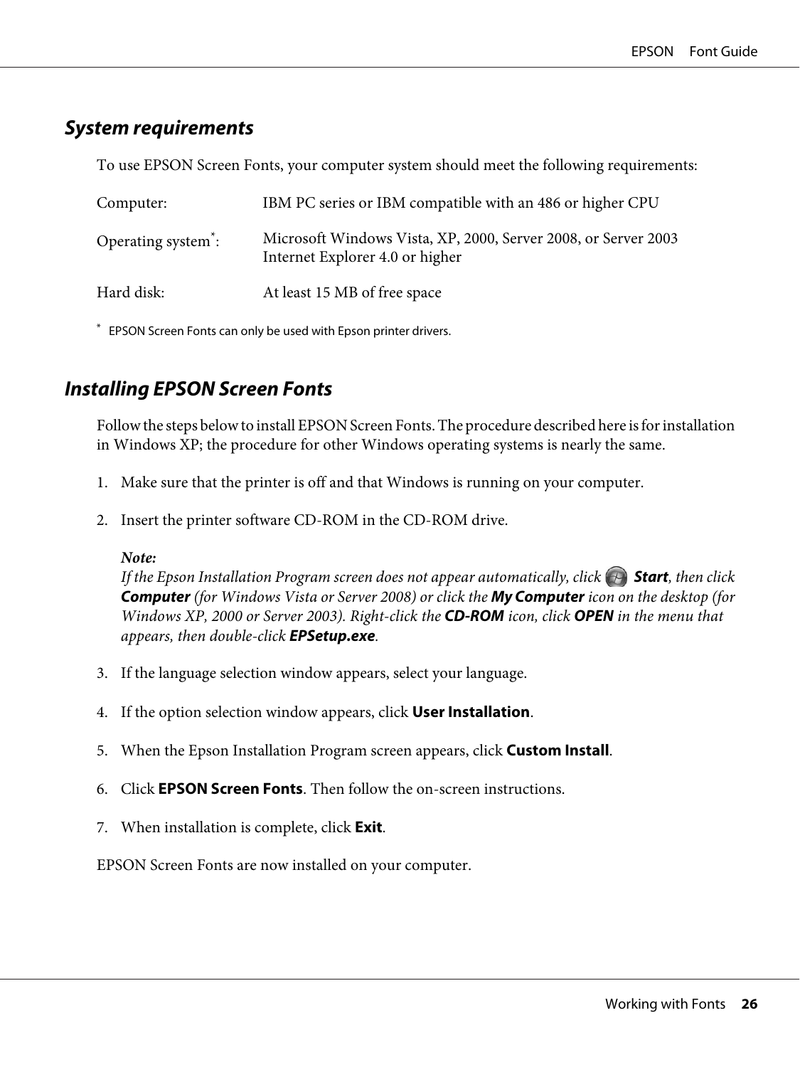## System requirements

To use EPSON Screen Fonts, your computer system should meet the following requirements:

| | |
|---|---|
| Computer: | IBM PC series or IBM compatible with an 486 or higher CPU |
| Operating system*: | Microsoft Windows Vista, XP, 2000, Server 2008, or Server 2003<br>Internet Explorer 4.0 or higher |
| Hard disk: | At least 15 MB of free space |

* EPSON Screen Fonts can only be used with Epson printer drivers.

## Installing EPSON Screen Fonts

Follow the steps below to install EPSON Screen Fonts. The procedure described here is for installation in Windows XP; the procedure for other Windows operating systems is nearly the same.

1. Make sure that the printer is off and that Windows is running on your computer.

2. Insert the printer software CD-ROM in the CD-ROM drive.

   ***Note:***
   *If the Epson Installation Program screen does not appear automatically, click* ***Start****, then click* ***Computer*** *(for Windows Vista or Server 2008) or click the* ***My Computer*** *icon on the desktop (for Windows XP, 2000 or Server 2003). Right-click the* ***CD-ROM*** *icon, click* ***OPEN*** *in the menu that appears, then double-click* ***EPSetup.exe****.*

3. If the language selection window appears, select your language.

4. If the option selection window appears, click **User Installation**.

5. When the Epson Installation Program screen appears, click **Custom Install**.

6. Click **EPSON Screen Fonts**. Then follow the on-screen instructions.

7. When installation is complete, click **Exit**.

EPSON Screen Fonts are now installed on your computer.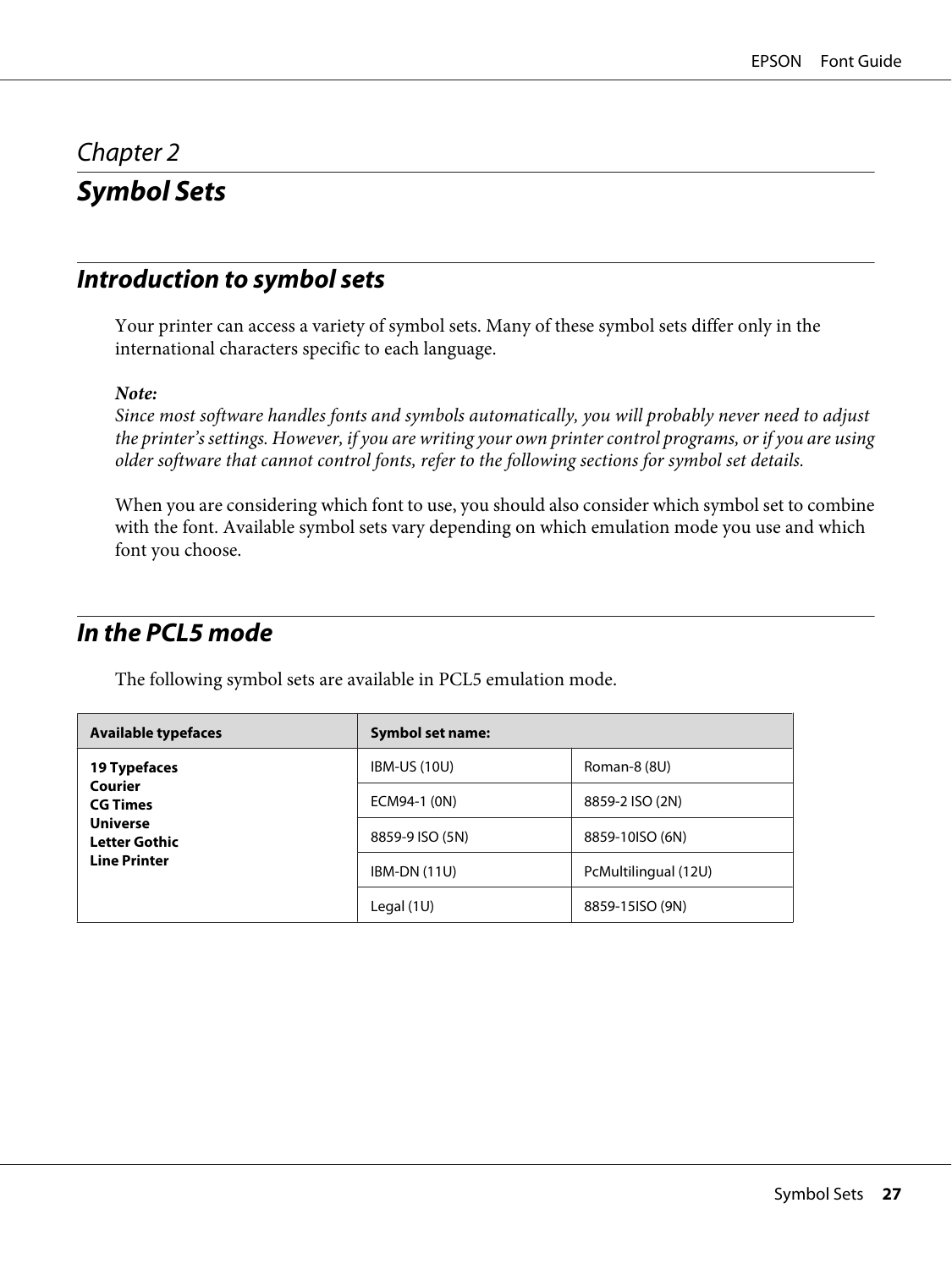# Chapter 2

# Symbol Sets

## Introduction to symbol sets

Your printer can access a variety of symbol sets. Many of these symbol sets differ only in the international characters specific to each language.

***Note:***
*Since most software handles fonts and symbols automatically, you will probably never need to adjust the printer's settings. However, if you are writing your own printer control programs, or if you are using older software that cannot control fonts, refer to the following sections for symbol set details.*

When you are considering which font to use, you should also consider which symbol set to combine with the font. Available symbol sets vary depending on which emulation mode you use and which font you choose.

## In the PCL5 mode

The following symbol sets are available in PCL5 emulation mode.

| Available typefaces | Symbol set name: | |
|---|---|---|
| **19 Typefaces**<br>**Courier**<br>**CG Times**<br>**Universe**<br>**Letter Gothic**<br>**Line Printer** | IBM-US (10U) | Roman-8 (8U) |
| | ECM94-1 (0N) | 8859-2 ISO (2N) |
| | 8859-9 ISO (5N) | 8859-10ISO (6N) |
| | IBM-DN (11U) | PcMultilingual (12U) |
| | Legal (1U) | 8859-15ISO (9N) |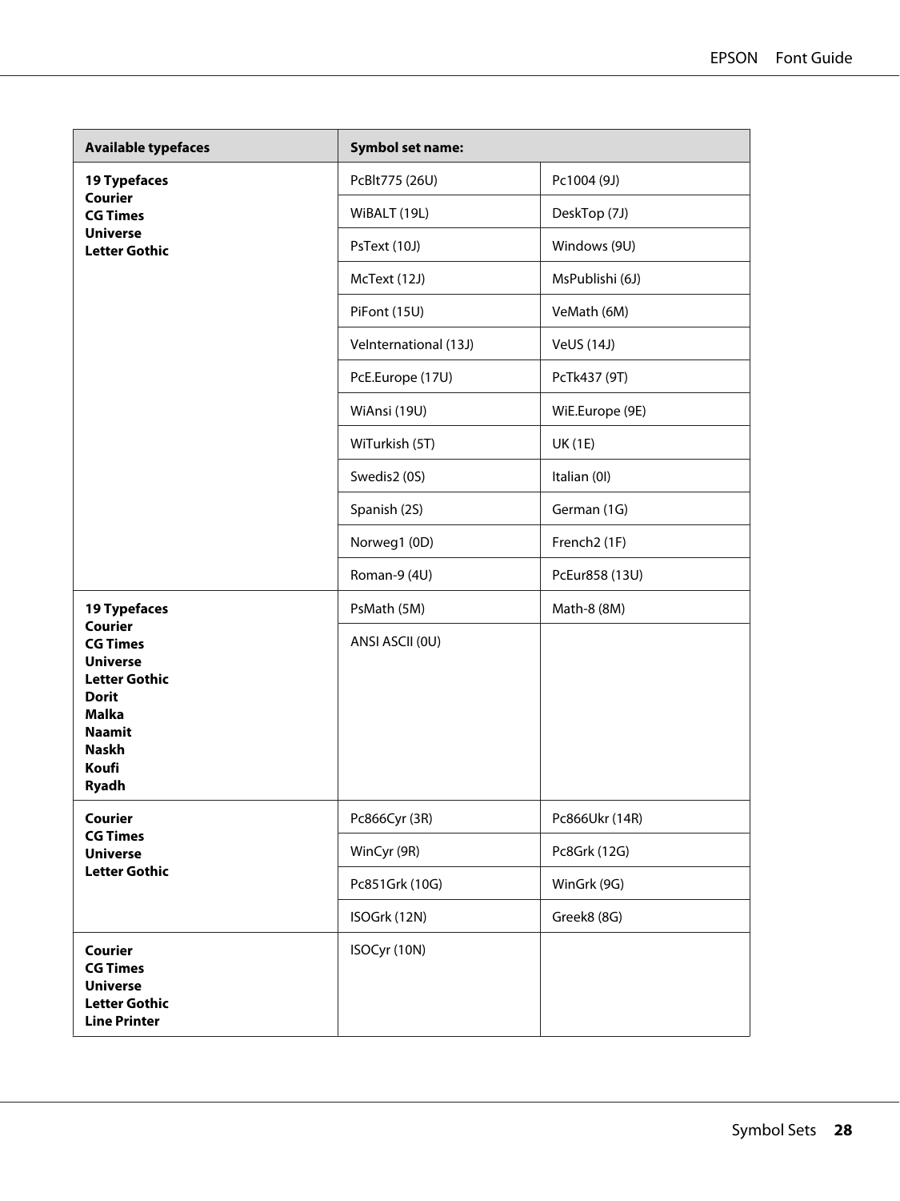| Available typefaces | Symbol set name: | |
|---|---|---|
| **19 Typefaces**<br>**Courier**<br>**CG Times**<br>**Universe**<br>**Letter Gothic** | PcBlt775 (26U) | Pc1004 (9J) |
| | WiBALT (19L) | DeskTop (7J) |
| | PsText (10J) | Windows (9U) |
| | McText (12J) | MsPublishi (6J) |
| | PiFont (15U) | VeMath (6M) |
| | VeInternational (13J) | VeUS (14J) |
| | PcE.Europe (17U) | PcTk437 (9T) |
| | WiAnsi (19U) | WiE.Europe (9E) |
| | WiTurkish (5T) | UK (1E) |
| | Swedis2 (0S) | Italian (0I) |
| | Spanish (2S) | German (1G) |
| | Norweg1 (0D) | French2 (1F) |
| | Roman-9 (4U) | PcEur858 (13U) |
| **19 Typefaces**<br>**Courier**<br>**CG Times**<br>**Universe**<br>**Letter Gothic**<br>**Dorit**<br>**Malka**<br>**Naamit**<br>**Naskh**<br>**Koufi**<br>**Ryadh** | PsMath (5M) | Math-8 (8M) |
| | ANSI ASCII (0U) | |
| **Courier**<br>**CG Times**<br>**Universe**<br>**Letter Gothic** | Pc866Cyr (3R) | Pc866Ukr (14R) |
| | WinCyr (9R) | Pc8Grk (12G) |
| | Pc851Grk (10G) | WinGrk (9G) |
| | ISOGrk (12N) | Greek8 (8G) |
| **Courier**<br>**CG Times**<br>**Universe**<br>**Letter Gothic**<br>**Line Printer** | ISOCyr (10N) | |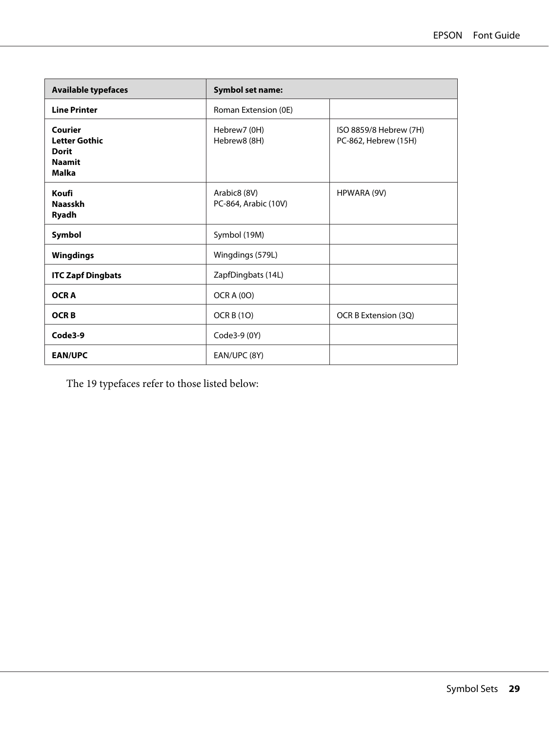| Available typefaces | Symbol set name: | |
|---|---|---|
| **Line Printer** | Roman Extension (0E) | |
| **Courier**<br>**Letter Gothic**<br>**Dorit**<br>**Naamit**<br>**Malka** | Hebrew7 (0H)<br>Hebrew8 (8H) | ISO 8859/8 Hebrew (7H)<br>PC-862, Hebrew (15H) |
| **Koufi**<br>**Naasskh**<br>**Ryadh** | Arabic8 (8V)<br>PC-864, Arabic (10V) | HPWARA (9V) |
| **Symbol** | Symbol (19M) | |
| **Wingdings** | Wingdings (579L) | |
| **ITC Zapf Dingbats** | ZapfDingbats (14L) | |
| **OCR A** | OCR A (0O) | |
| **OCR B** | OCR B (1O) | OCR B Extension (3Q) |
| **Code3-9** | Code3-9 (0Y) | |
| **EAN/UPC** | EAN/UPC (8Y) | |

The 19 typefaces refer to those listed below: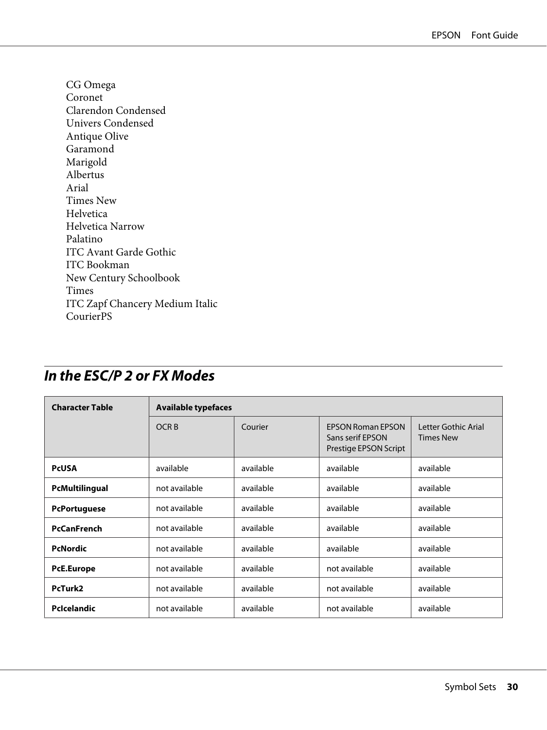CG Omega
Coronet
Clarendon Condensed
Univers Condensed
Antique Olive
Garamond
Marigold
Albertus
Arial
Times New
Helvetica
Helvetica Narrow
Palatino
ITC Avant Garde Gothic
ITC Bookman
New Century Schoolbook
Times
ITC Zapf Chancery Medium Italic
CourierPS

## *In the ESC/P 2 or FX Modes*

| Character Table | Available typefaces | | | |
|---|---|---|---|---|
| | OCR B | Courier | EPSON Roman EPSON Sans serif EPSON Prestige EPSON Script | Letter Gothic Arial Times New |
| **PcUSA** | available | available | available | available |
| **PcMultilingual** | not available | available | available | available |
| **PcPortuguese** | not available | available | available | available |
| **PcCanFrench** | not available | available | available | available |
| **PcNordic** | not available | available | available | available |
| **PcE.Europe** | not available | available | not available | available |
| **PcTurk2** | not available | available | not available | available |
| **PcIcelandic** | not available | available | not available | available |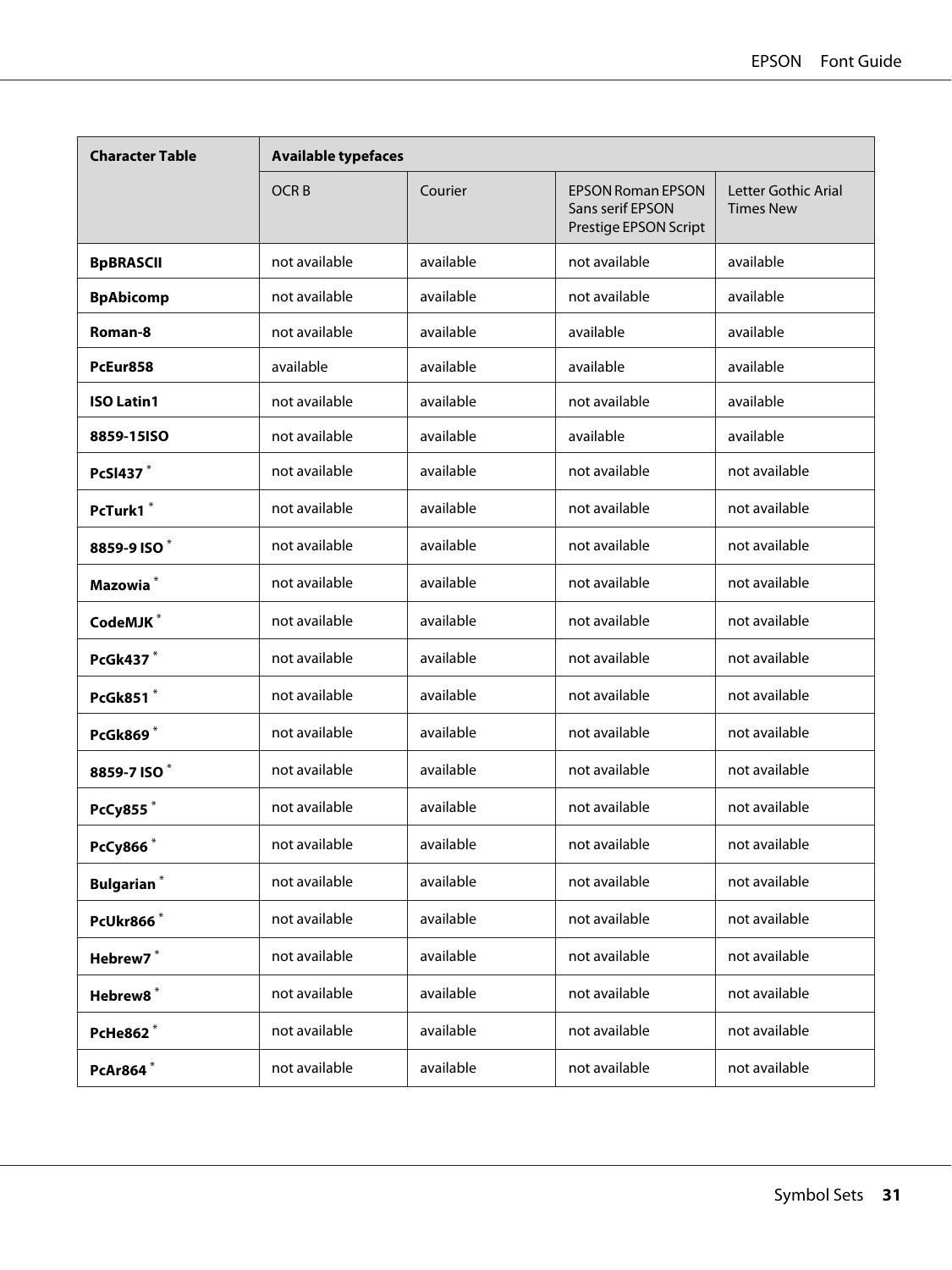| Character Table | Available typefaces | | | |
|---|---|---|---|---|
| | OCR B | Courier | EPSON Roman EPSON Sans serif EPSON Prestige EPSON Script | Letter Gothic Arial Times New |
| **BpBRASCII** | not available | available | not available | available |
| **BpAbicomp** | not available | available | not available | available |
| **Roman-8** | not available | available | available | available |
| **PcEur858** | available | available | available | available |
| **ISO Latin1** | not available | available | not available | available |
| **8859-15ISO** | not available | available | available | available |
| **PcSl437** * | not available | available | not available | not available |
| **PcTurk1** * | not available | available | not available | not available |
| **8859-9 ISO** * | not available | available | not available | not available |
| **Mazowia** * | not available | available | not available | not available |
| **CodeMJK** * | not available | available | not available | not available |
| **PcGk437** * | not available | available | not available | not available |
| **PcGk851** * | not available | available | not available | not available |
| **PcGk869** * | not available | available | not available | not available |
| **8859-7 ISO** * | not available | available | not available | not available |
| **PcCy855** * | not available | available | not available | not available |
| **PcCy866** * | not available | available | not available | not available |
| **Bulgarian** * | not available | available | not available | not available |
| **PcUkr866** * | not available | available | not available | not available |
| **Hebrew7** * | not available | available | not available | not available |
| **Hebrew8** * | not available | available | not available | not available |
| **PcHe862** * | not available | available | not available | not available |
| **PcAr864** * | not available | available | not available | not available |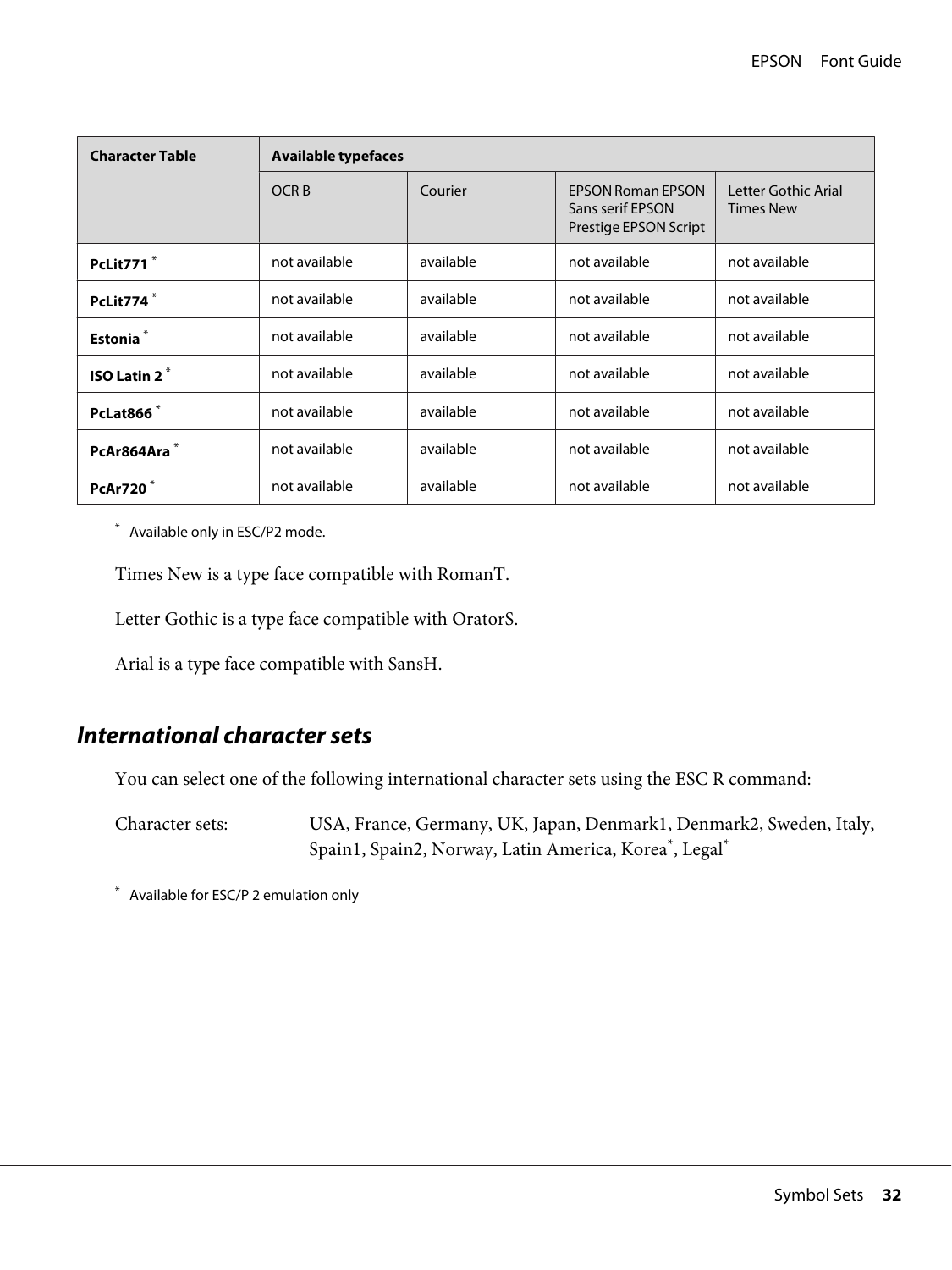| Character Table | Available typefaces | | | |
|---|---|---|---|---|
| | OCR B | Courier | EPSON Roman EPSON Sans serif EPSON Prestige EPSON Script | Letter Gothic Arial Times New |
| **PcLit771** * | not available | available | not available | not available |
| **PcLit774** * | not available | available | not available | not available |
| **Estonia** * | not available | available | not available | not available |
| **ISO Latin 2** * | not available | available | not available | not available |
| **PcLat866** * | not available | available | not available | not available |
| **PcAr864Ara** * | not available | available | not available | not available |
| **PcAr720** * | not available | available | not available | not available |

\* Available only in ESC/P2 mode.

Times New is a type face compatible with RomanT.

Letter Gothic is a type face compatible with OratorS.

Arial is a type face compatible with SansH.

## *International character sets*

You can select one of the following international character sets using the ESC R command:

Character sets: USA, France, Germany, UK, Japan, Denmark1, Denmark2, Sweden, Italy, Spain1, Spain2, Norway, Latin America, Korea*, Legal*

\* Available for ESC/P 2 emulation only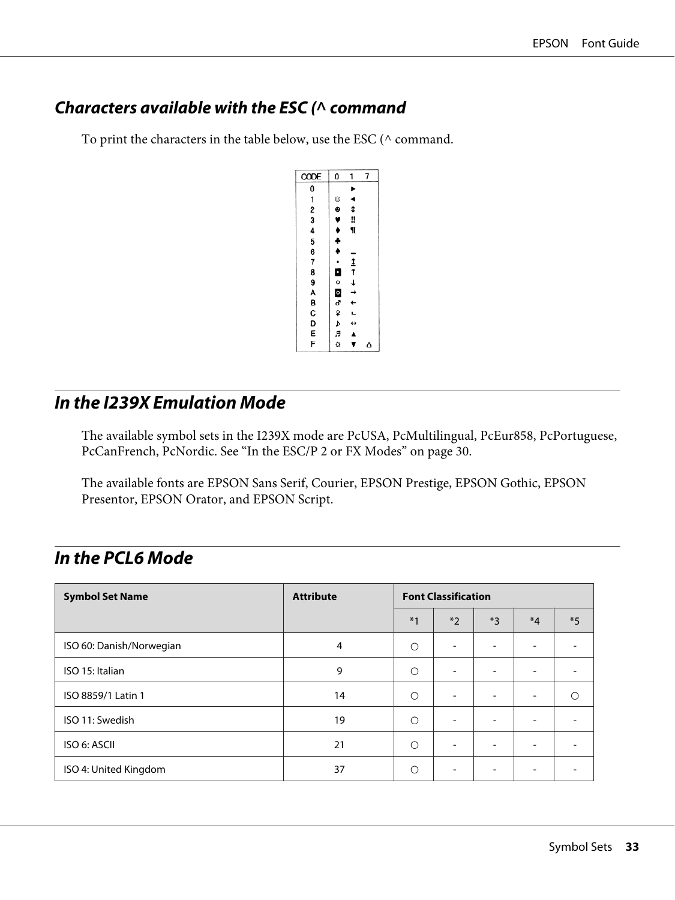## Characters available with the ESC (^ command

To print the characters in the table below, use the ESC (^ command.

| CODE | 0 | 1 | 7 |
|---|---|---|---|
| 0 | | ► | |
| 1 | ☺ | ◄ | |
| 2 | ☻ | ↕ | |
| 3 | ♥ | ‼ | |
| 4 | ♦ | ¶ | |
| 5 | ♣ | | |
| 6 | ♠ | ▬ | |
| 7 | • | ↨ | |
| 8 | ◘ | ↑ | |
| 9 | ○ | ↓ | |
| A | ◙ | → | |
| B | ♂ | ← | |
| C | ♀ | ∟ | |
| D | ♪ | ↔ | |
| E | ♫ | ▲ | |
| F | ☼ | ▼ | ⌂ |

## In the I239X Emulation Mode

The available symbol sets in the I239X mode are PcUSA, PcMultilingual, PcEur858, PcPortuguese, PcCanFrench, PcNordic. See "In the ESC/P 2 or FX Modes" on page 30.

The available fonts are EPSON Sans Serif, Courier, EPSON Prestige, EPSON Gothic, EPSON Presentor, EPSON Orator, and EPSON Script.

## In the PCL6 Mode

| Symbol Set Name | Attribute | Font Classification | | | | |
|---|---|---|---|---|---|---|
| | | *1 | *2 | *3 | *4 | *5 |
| ISO 60: Danish/Norwegian | 4 | ○ | - | - | - | - |
| ISO 15: Italian | 9 | ○ | - | - | - | - |
| ISO 8859/1 Latin 1 | 14 | ○ | - | - | - | ○ |
| ISO 11: Swedish | 19 | ○ | - | - | - | - |
| ISO 6: ASCII | 21 | ○ | - | - | - | - |
| ISO 4: United Kingdom | 37 | ○ | - | - | - | - |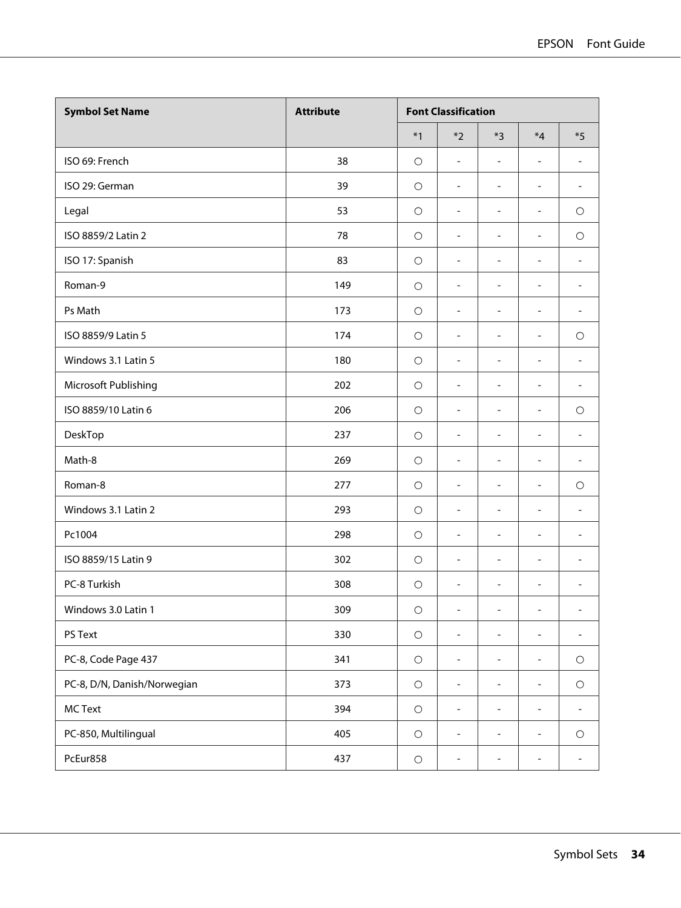| Symbol Set Name | Attribute | Font Classification | | | | |
|---|---|---|---|---|---|---|
| | | *1 | *2 | *3 | *4 | *5 |
| ISO 69: French | 38 | ○ | - | - | - | - |
| ISO 29: German | 39 | ○ | - | - | - | - |
| Legal | 53 | ○ | - | - | - | ○ |
| ISO 8859/2 Latin 2 | 78 | ○ | - | - | - | ○ |
| ISO 17: Spanish | 83 | ○ | - | - | - | - |
| Roman-9 | 149 | ○ | - | - | - | - |
| Ps Math | 173 | ○ | - | - | - | - |
| ISO 8859/9 Latin 5 | 174 | ○ | - | - | - | ○ |
| Windows 3.1 Latin 5 | 180 | ○ | - | - | - | - |
| Microsoft Publishing | 202 | ○ | - | - | - | - |
| ISO 8859/10 Latin 6 | 206 | ○ | - | - | - | ○ |
| DeskTop | 237 | ○ | - | - | - | - |
| Math-8 | 269 | ○ | - | - | - | - |
| Roman-8 | 277 | ○ | - | - | - | ○ |
| Windows 3.1 Latin 2 | 293 | ○ | - | - | - | - |
| Pc1004 | 298 | ○ | - | - | - | - |
| ISO 8859/15 Latin 9 | 302 | ○ | - | - | - | - |
| PC-8 Turkish | 308 | ○ | - | - | - | - |
| Windows 3.0 Latin 1 | 309 | ○ | - | - | - | - |
| PS Text | 330 | ○ | - | - | - | - |
| PC-8, Code Page 437 | 341 | ○ | - | - | - | ○ |
| PC-8, D/N, Danish/Norwegian | 373 | ○ | - | - | - | ○ |
| MC Text | 394 | ○ | - | - | - | - |
| PC-850, Multilingual | 405 | ○ | - | - | - | ○ |
| PcEur858 | 437 | ○ | - | - | - | - |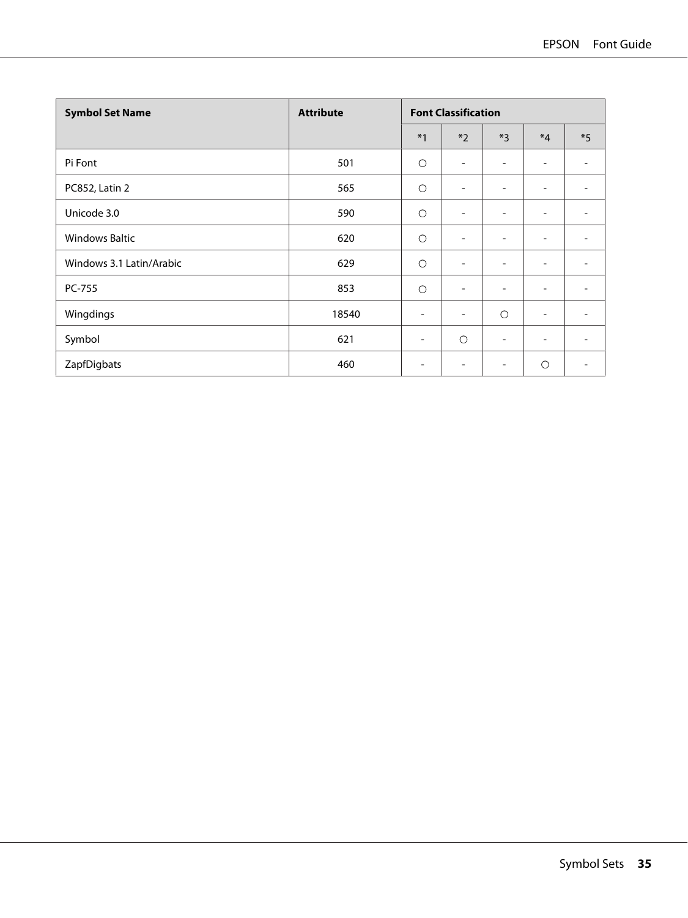| Symbol Set Name | Attribute | Font Classification | | | | |
|---|---|---|---|---|---|---|
| | | *1 | *2 | *3 | *4 | *5 |
| Pi Font | 501 | ○ | - | - | - | - |
| PC852, Latin 2 | 565 | ○ | - | - | - | - |
| Unicode 3.0 | 590 | ○ | - | - | - | - |
| Windows Baltic | 620 | ○ | - | - | - | - |
| Windows 3.1 Latin/Arabic | 629 | ○ | - | - | - | - |
| PC-755 | 853 | ○ | - | - | - | - |
| Wingdings | 18540 | - | - | ○ | - | - |
| Symbol | 621 | - | ○ | - | - | - |
| ZapfDigbats | 460 | - | - | - | ○ | - |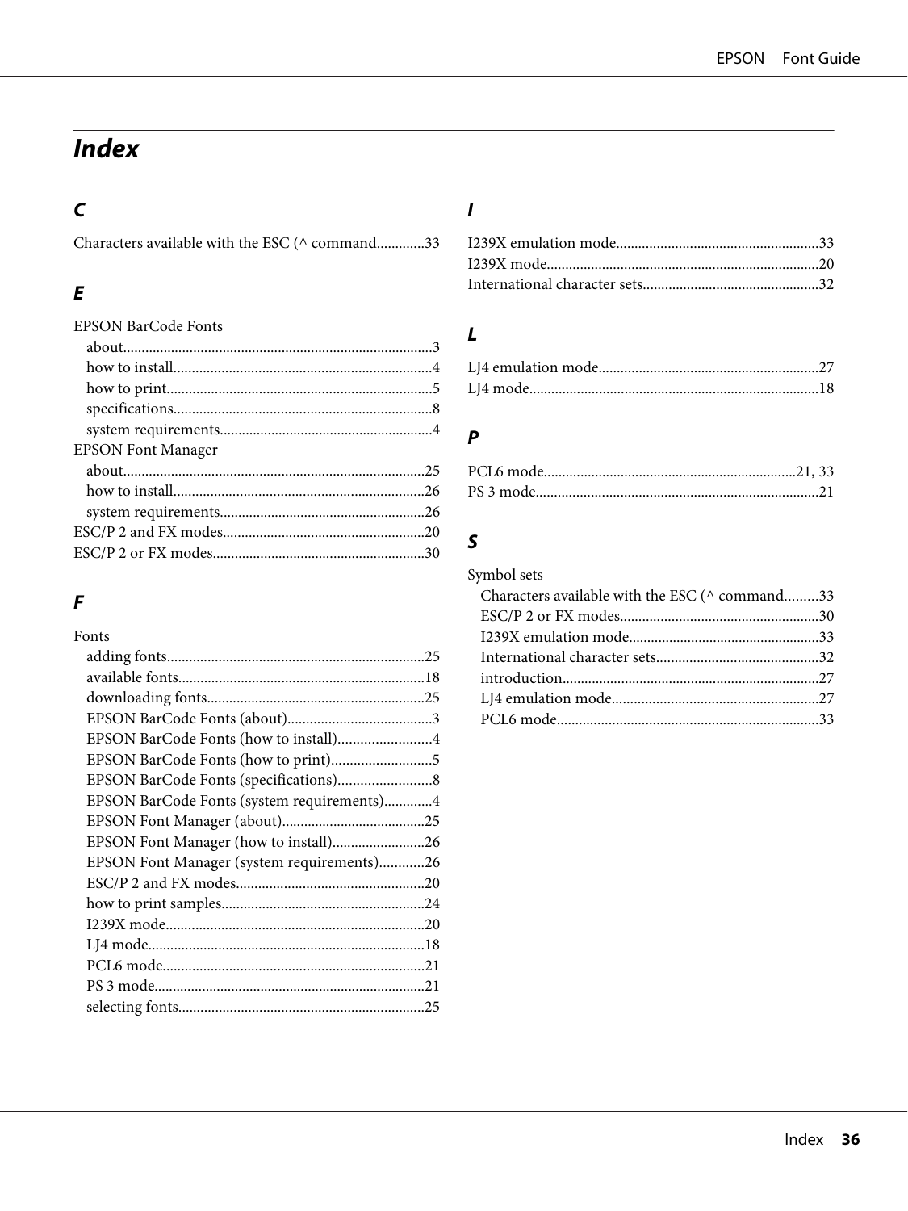# Index

## C

Characters available with the ESC (^ command.............33

## E

EPSON BarCode Fonts
- about.......................................................................................3
- how to install.........................................................................4
- how to print...........................................................................5
- specifications.........................................................................8
- system requirements.............................................................4

EPSON Font Manager
- about.....................................................................................25
- how to install.......................................................................26
- system requirements...........................................................26

ESC/P 2 and FX modes.........................................................20
ESC/P 2 or FX modes.............................................................30

## F

Fonts
- adding fonts.........................................................................25
- available fonts......................................................................18
- downloading fonts..............................................................25
- EPSON BarCode Fonts (about)..........................................3
- EPSON BarCode Fonts (how to install)............................4
- EPSON BarCode Fonts (how to print)..............................5
- EPSON BarCode Fonts (specifications)............................8
- EPSON BarCode Fonts (system requirements)..............4
- EPSON Font Manager (about)..........................................25
- EPSON Font Manager (how to install)...........................26
- EPSON Font Manager (system requirements)...............26
- ESC/P 2 and FX modes......................................................20
- how to print samples..........................................................24
- I239X mode.........................................................................20
- LJ4 mode..............................................................................18
- PCL6 mode..........................................................................21
- PS 3 mode............................................................................21
- selecting fonts.....................................................................25

## I

I239X emulation mode..........................................................33
I239X mode............................................................................20
International character sets..................................................32

## L

LJ4 emulation mode..............................................................27
LJ4 mode................................................................................18

## P

PCL6 mode.......................................................................21, 33
PS 3 mode...............................................................................21

## S

Symbol sets
- Characters available with the ESC (^ command..........33
- ESC/P 2 or FX modes........................................................30
- I239X emulation mode......................................................33
- International character sets..............................................32
- introduction........................................................................27
- LJ4 emulation mode..........................................................27
- PCL6 mode.........................................................................33